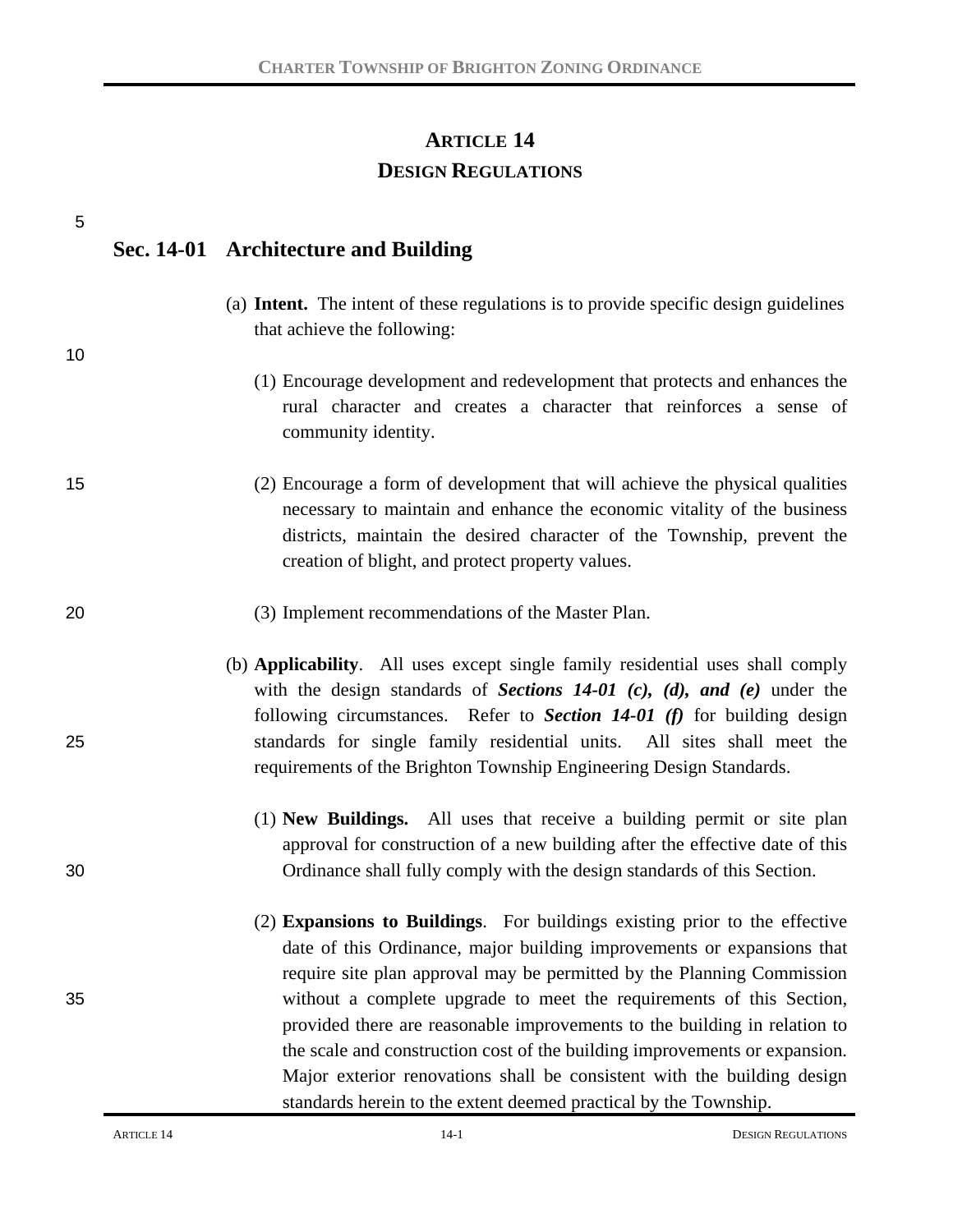# ARTICLE 14
# DESIGN REGULATIONS

## Sec. 14-01 Architecture and Building

(a) **Intent.** The intent of these regulations is to provide specific design guidelines that achieve the following:

(1) Encourage development and redevelopment that protects and enhances the rural character and creates a character that reinforces a sense of community identity.

(2) Encourage a form of development that will achieve the physical qualities necessary to maintain and enhance the economic vitality of the business districts, maintain the desired character of the Township, prevent the creation of blight, and protect property values.

(3) Implement recommendations of the Master Plan.

(b) **Applicability**. All uses except single family residential uses shall comply with the design standards of ***Sections 14-01 (c), (d), and (e)*** under the following circumstances. Refer to ***Section 14-01 (f)*** for building design standards for single family residential units. All sites shall meet the requirements of the Brighton Township Engineering Design Standards.

(1) **New Buildings.** All uses that receive a building permit or site plan approval for construction of a new building after the effective date of this Ordinance shall fully comply with the design standards of this Section.

(2) **Expansions to Buildings**. For buildings existing prior to the effective date of this Ordinance, major building improvements or expansions that require site plan approval may be permitted by the Planning Commission without a complete upgrade to meet the requirements of this Section, provided there are reasonable improvements to the building in relation to the scale and construction cost of the building improvements or expansion. Major exterior renovations shall be consistent with the building design standards herein to the extent deemed practical by the Township.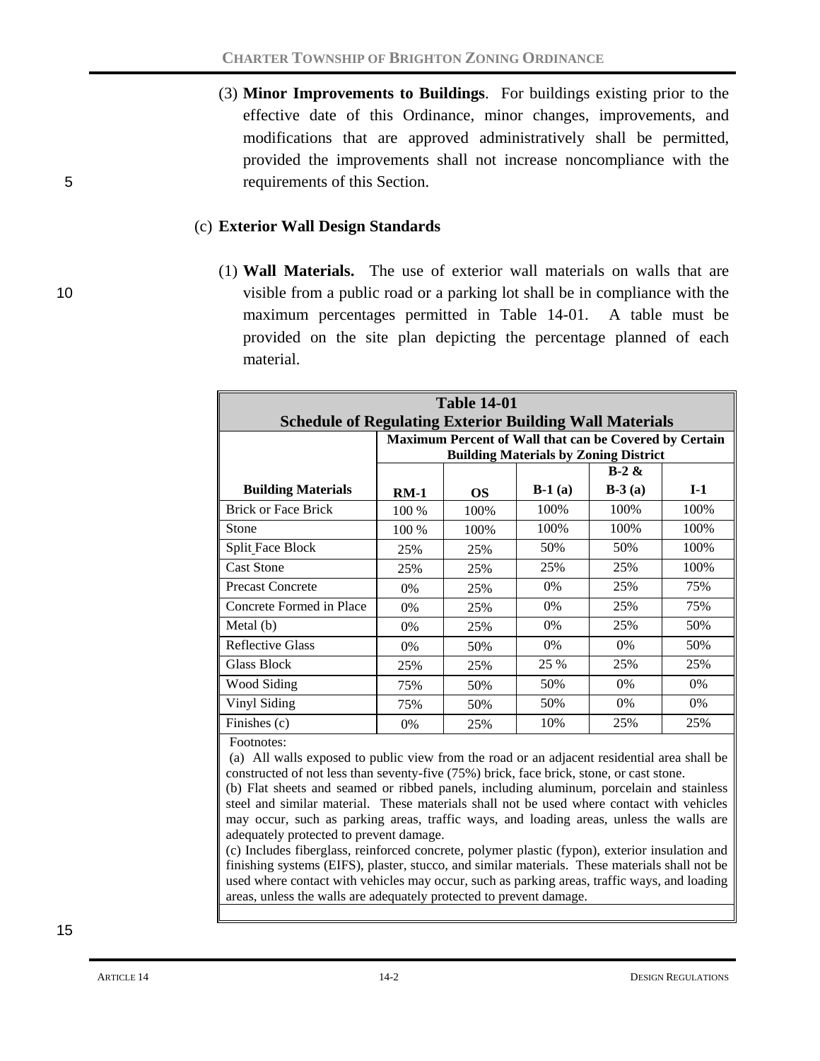(3) **Minor Improvements to Buildings**. For buildings existing prior to the effective date of this Ordinance, minor changes, improvements, and modifications that are approved administratively shall be permitted, provided the improvements shall not increase noncompliance with the requirements of this Section.

(c) **Exterior Wall Design Standards**

(1) **Wall Materials.** The use of exterior wall materials on walls that are visible from a public road or a parking lot shall be in compliance with the maximum percentages permitted in Table 14-01. A table must be provided on the site plan depicting the percentage planned of each material.

**Table 14-01**
**Schedule of Regulating Exterior Building Wall Materials**

| | **Maximum Percent of Wall that can be Covered by Certain Building Materials by Zoning District** | | | | |
|---|---|---|---|---|---|
| **Building Materials** | **RM-1** | **OS** | **B-1 (a)** | **B-2 & B-3 (a)** | **I-1** |
| Brick or Face Brick | 100 % | 100% | 100% | 100% | 100% |
| Stone | 100 % | 100% | 100% | 100% | 100% |
| Split Face Block | 25% | 25% | 50% | 50% | 100% |
| Cast Stone | 25% | 25% | 25% | 25% | 100% |
| Precast Concrete | 0% | 25% | 0% | 25% | 75% |
| Concrete Formed in Place | 0% | 25% | 0% | 25% | 75% |
| Metal (b) | 0% | 25% | 0% | 25% | 50% |
| Reflective Glass | 0% | 50% | 0% | 0% | 50% |
| Glass Block | 25% | 25% | 25 % | 25% | 25% |
| Wood Siding | 75% | 50% | 50% | 0% | 0% |
| Vinyl Siding | 75% | 50% | 50% | 0% | 0% |
| Finishes (c) | 0% | 25% | 10% | 25% | 25% |

Footnotes:

(a) All walls exposed to public view from the road or an adjacent residential area shall be constructed of not less than seventy-five (75%) brick, face brick, stone, or cast stone.

(b) Flat sheets and seamed or ribbed panels, including aluminum, porcelain and stainless steel and similar material. These materials shall not be used where contact with vehicles may occur, such as parking areas, traffic ways, and loading areas, unless the walls are adequately protected to prevent damage.

(c) Includes fiberglass, reinforced concrete, polymer plastic (fypon), exterior insulation and finishing systems (EIFS), plaster, stucco, and similar materials. These materials shall not be used where contact with vehicles may occur, such as parking areas, traffic ways, and loading areas, unless the walls are adequately protected to prevent damage.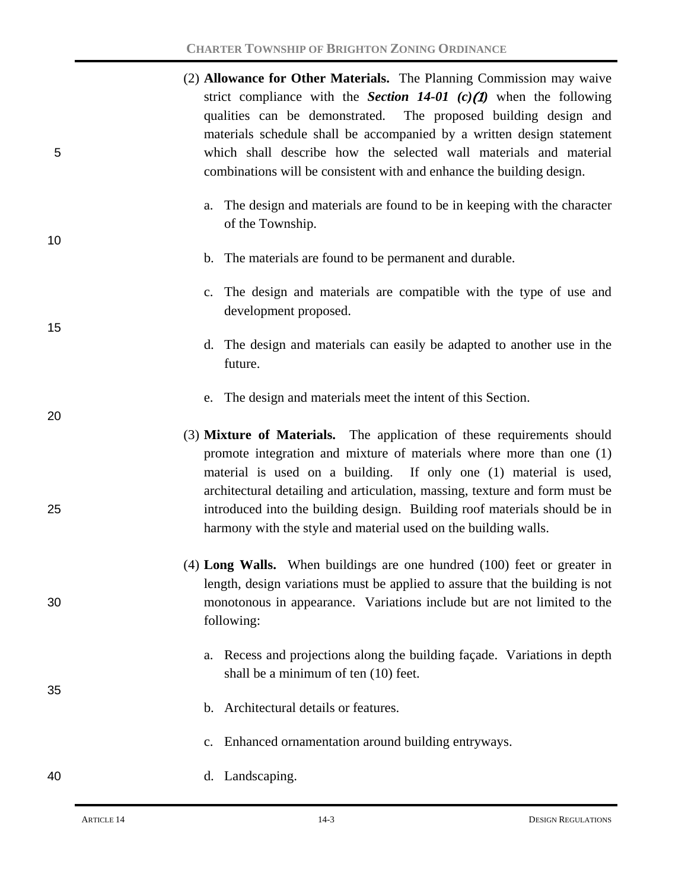(2) **Allowance for Other Materials.** The Planning Commission may waive strict compliance with the ***Section 14-01 (c)(1)*** when the following qualities can be demonstrated. The proposed building design and materials schedule shall be accompanied by a written design statement which shall describe how the selected wall materials and material combinations will be consistent with and enhance the building design.

a. The design and materials are found to be in keeping with the character of the Township.

b. The materials are found to be permanent and durable.

c. The design and materials are compatible with the type of use and development proposed.

d. The design and materials can easily be adapted to another use in the future.

e. The design and materials meet the intent of this Section.

(3) **Mixture of Materials.** The application of these requirements should promote integration and mixture of materials where more than one (1) material is used on a building. If only one (1) material is used, architectural detailing and articulation, massing, texture and form must be introduced into the building design. Building roof materials should be in harmony with the style and material used on the building walls.

(4) **Long Walls.** When buildings are one hundred (100) feet or greater in length, design variations must be applied to assure that the building is not monotonous in appearance. Variations include but are not limited to the following:

a. Recess and projections along the building façade. Variations in depth shall be a minimum of ten (10) feet.

b. Architectural details or features.

c. Enhanced ornamentation around building entryways.

d. Landscaping.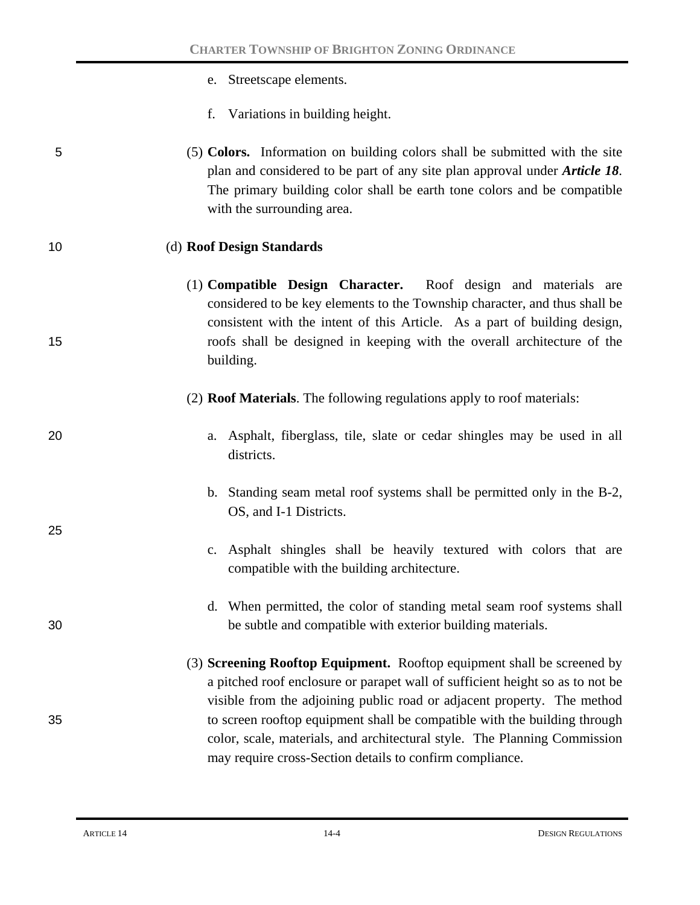e. Streetscape elements.

f. Variations in building height.

(5) **Colors.** Information on building colors shall be submitted with the site plan and considered to be part of any site plan approval under ***Article 18***. The primary building color shall be earth tone colors and be compatible with the surrounding area.

(d) **Roof Design Standards**

(1) **Compatible Design Character.** Roof design and materials are considered to be key elements to the Township character, and thus shall be consistent with the intent of this Article. As a part of building design, roofs shall be designed in keeping with the overall architecture of the building.

(2) **Roof Materials**. The following regulations apply to roof materials:

a. Asphalt, fiberglass, tile, slate or cedar shingles may be used in all districts.

b. Standing seam metal roof systems shall be permitted only in the B-2, OS, and I-1 Districts.

c. Asphalt shingles shall be heavily textured with colors that are compatible with the building architecture.

d. When permitted, the color of standing metal seam roof systems shall be subtle and compatible with exterior building materials.

(3) **Screening Rooftop Equipment.** Rooftop equipment shall be screened by a pitched roof enclosure or parapet wall of sufficient height so as to not be visible from the adjoining public road or adjacent property. The method to screen rooftop equipment shall be compatible with the building through color, scale, materials, and architectural style. The Planning Commission may require cross-Section details to confirm compliance.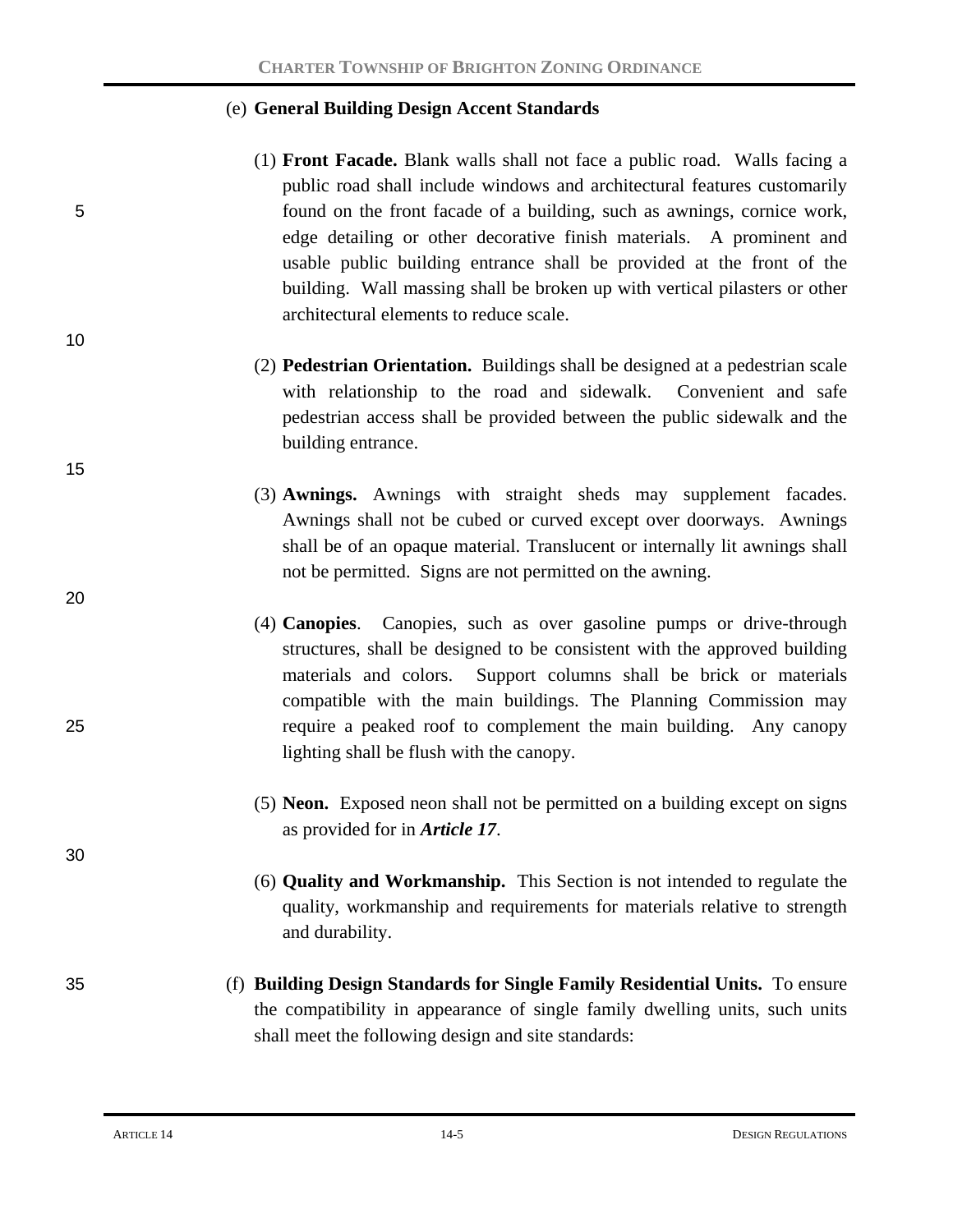(e) **General Building Design Accent Standards**

(1) **Front Facade.** Blank walls shall not face a public road. Walls facing a public road shall include windows and architectural features customarily found on the front facade of a building, such as awnings, cornice work, edge detailing or other decorative finish materials. A prominent and usable public building entrance shall be provided at the front of the building. Wall massing shall be broken up with vertical pilasters or other architectural elements to reduce scale.

(2) **Pedestrian Orientation.** Buildings shall be designed at a pedestrian scale with relationship to the road and sidewalk. Convenient and safe pedestrian access shall be provided between the public sidewalk and the building entrance.

(3) **Awnings.** Awnings with straight sheds may supplement facades. Awnings shall not be cubed or curved except over doorways. Awnings shall be of an opaque material. Translucent or internally lit awnings shall not be permitted. Signs are not permitted on the awning.

(4) **Canopies**. Canopies, such as over gasoline pumps or drive-through structures, shall be designed to be consistent with the approved building materials and colors. Support columns shall be brick or materials compatible with the main buildings. The Planning Commission may require a peaked roof to complement the main building. Any canopy lighting shall be flush with the canopy.

(5) **Neon.** Exposed neon shall not be permitted on a building except on signs as provided for in ***Article 17***.

(6) **Quality and Workmanship.** This Section is not intended to regulate the quality, workmanship and requirements for materials relative to strength and durability.

(f) **Building Design Standards for Single Family Residential Units.** To ensure the compatibility in appearance of single family dwelling units, such units shall meet the following design and site standards: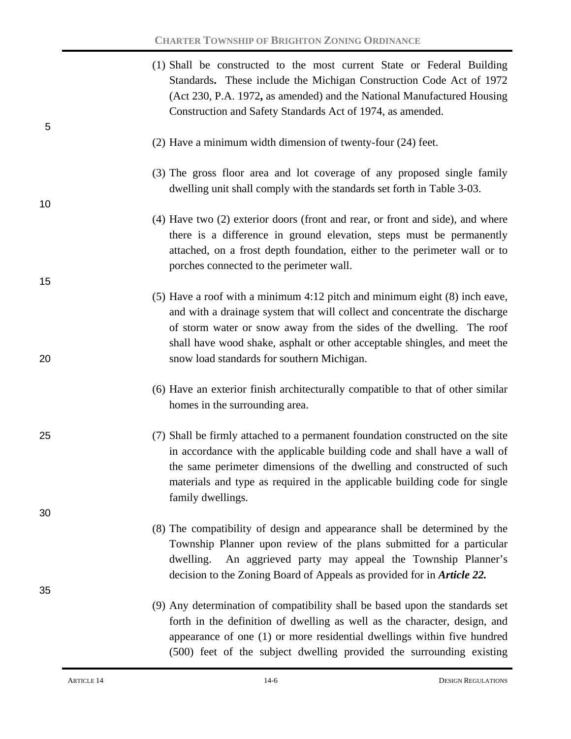(1) Shall be constructed to the most current State or Federal Building Standards**.** These include the Michigan Construction Code Act of 1972 (Act 230, P.A. 1972**,** as amended) and the National Manufactured Housing Construction and Safety Standards Act of 1974, as amended.

(2) Have a minimum width dimension of twenty-four (24) feet.

(3) The gross floor area and lot coverage of any proposed single family dwelling unit shall comply with the standards set forth in Table 3-03.

(4) Have two (2) exterior doors (front and rear, or front and side), and where there is a difference in ground elevation, steps must be permanently attached, on a frost depth foundation, either to the perimeter wall or to porches connected to the perimeter wall.

(5) Have a roof with a minimum 4:12 pitch and minimum eight (8) inch eave, and with a drainage system that will collect and concentrate the discharge of storm water or snow away from the sides of the dwelling. The roof shall have wood shake, asphalt or other acceptable shingles, and meet the snow load standards for southern Michigan.

(6) Have an exterior finish architecturally compatible to that of other similar homes in the surrounding area.

(7) Shall be firmly attached to a permanent foundation constructed on the site in accordance with the applicable building code and shall have a wall of the same perimeter dimensions of the dwelling and constructed of such materials and type as required in the applicable building code for single family dwellings.

(8) The compatibility of design and appearance shall be determined by the Township Planner upon review of the plans submitted for a particular dwelling. An aggrieved party may appeal the Township Planner's decision to the Zoning Board of Appeals as provided for in ***Article 22.***

(9) Any determination of compatibility shall be based upon the standards set forth in the definition of dwelling as well as the character, design, and appearance of one (1) or more residential dwellings within five hundred (500) feet of the subject dwelling provided the surrounding existing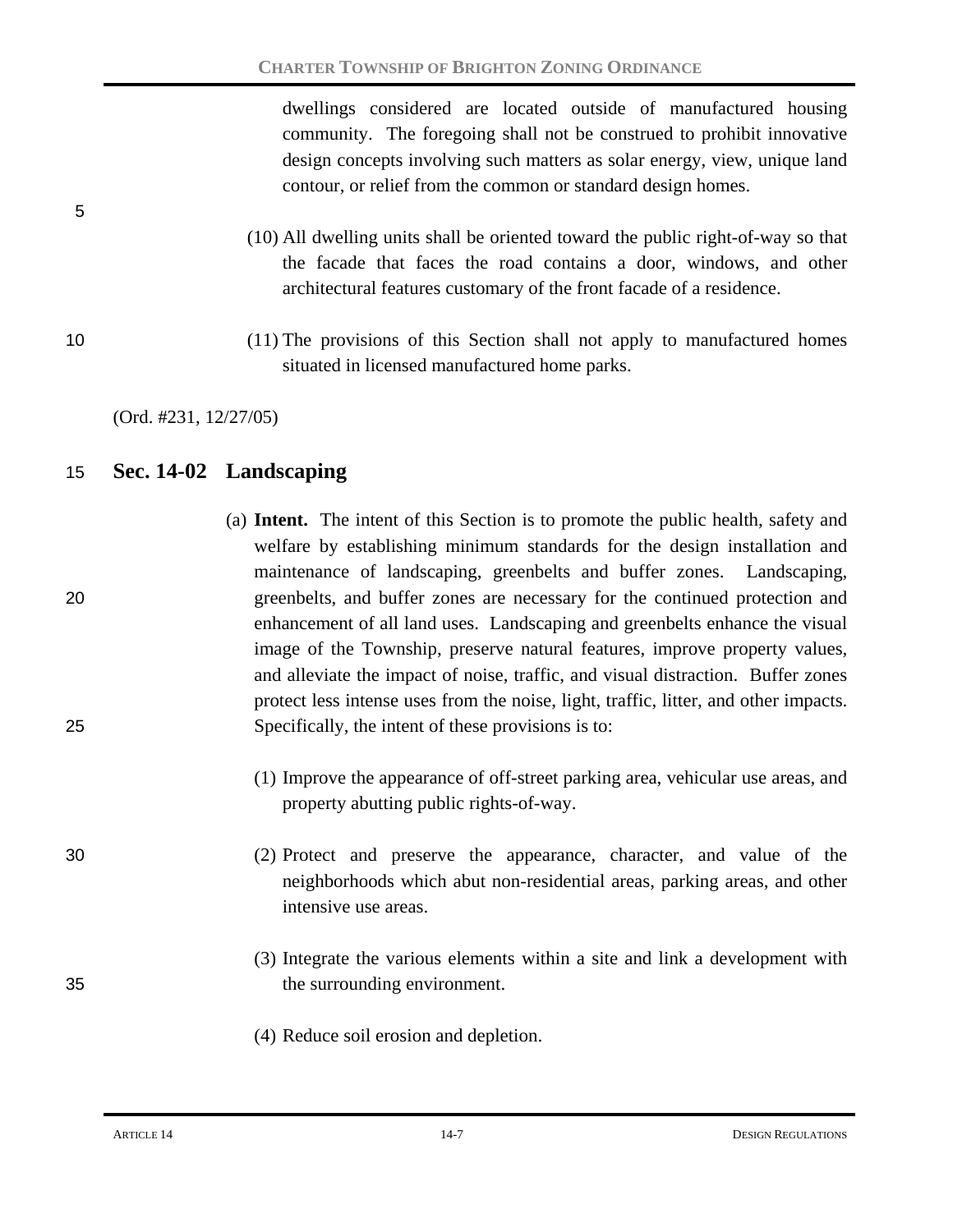dwellings considered are located outside of manufactured housing community. The foregoing shall not be construed to prohibit innovative design concepts involving such matters as solar energy, view, unique land contour, or relief from the common or standard design homes.

(10) All dwelling units shall be oriented toward the public right-of-way so that the facade that faces the road contains a door, windows, and other architectural features customary of the front facade of a residence.

(11) The provisions of this Section shall not apply to manufactured homes situated in licensed manufactured home parks.

(Ord. #231, 12/27/05)

## Sec. 14-02 Landscaping

(a) **Intent.** The intent of this Section is to promote the public health, safety and welfare by establishing minimum standards for the design installation and maintenance of landscaping, greenbelts and buffer zones. Landscaping, greenbelts, and buffer zones are necessary for the continued protection and enhancement of all land uses. Landscaping and greenbelts enhance the visual image of the Township, preserve natural features, improve property values, and alleviate the impact of noise, traffic, and visual distraction. Buffer zones protect less intense uses from the noise, light, traffic, litter, and other impacts. Specifically, the intent of these provisions is to:

(1) Improve the appearance of off-street parking area, vehicular use areas, and property abutting public rights-of-way.

(2) Protect and preserve the appearance, character, and value of the neighborhoods which abut non-residential areas, parking areas, and other intensive use areas.

(3) Integrate the various elements within a site and link a development with the surrounding environment.

(4) Reduce soil erosion and depletion.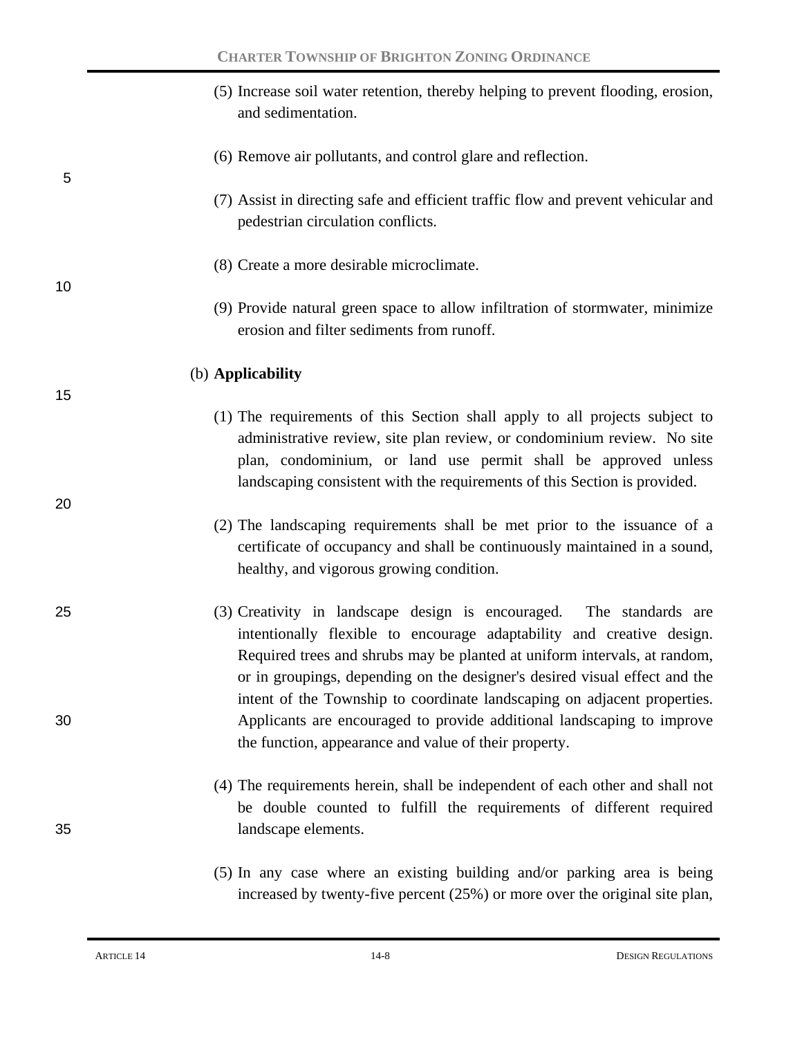(5) Increase soil water retention, thereby helping to prevent flooding, erosion, and sedimentation.

(6) Remove air pollutants, and control glare and reflection.

(7) Assist in directing safe and efficient traffic flow and prevent vehicular and pedestrian circulation conflicts.

(8) Create a more desirable microclimate.

(9) Provide natural green space to allow infiltration of stormwater, minimize erosion and filter sediments from runoff.

(b) **Applicability**

(1) The requirements of this Section shall apply to all projects subject to administrative review, site plan review, or condominium review. No site plan, condominium, or land use permit shall be approved unless landscaping consistent with the requirements of this Section is provided.

(2) The landscaping requirements shall be met prior to the issuance of a certificate of occupancy and shall be continuously maintained in a sound, healthy, and vigorous growing condition.

(3) Creativity in landscape design is encouraged. The standards are intentionally flexible to encourage adaptability and creative design. Required trees and shrubs may be planted at uniform intervals, at random, or in groupings, depending on the designer's desired visual effect and the intent of the Township to coordinate landscaping on adjacent properties. Applicants are encouraged to provide additional landscaping to improve the function, appearance and value of their property.

(4) The requirements herein, shall be independent of each other and shall not be double counted to fulfill the requirements of different required landscape elements.

(5) In any case where an existing building and/or parking area is being increased by twenty-five percent (25%) or more over the original site plan,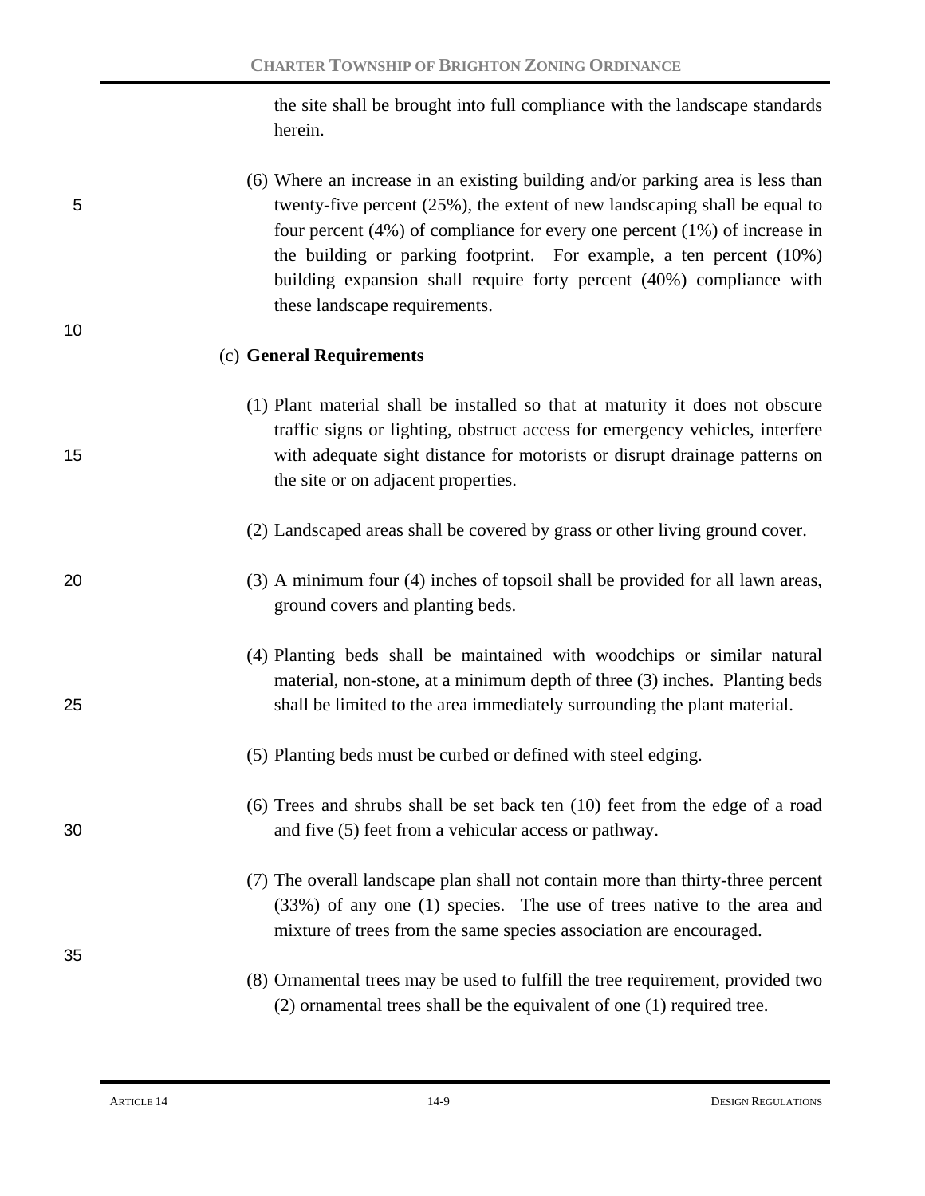the site shall be brought into full compliance with the landscape standards herein.

(6) Where an increase in an existing building and/or parking area is less than twenty-five percent (25%), the extent of new landscaping shall be equal to four percent (4%) of compliance for every one percent (1%) of increase in the building or parking footprint. For example, a ten percent (10%) building expansion shall require forty percent (40%) compliance with these landscape requirements.

(c) **General Requirements**

(1) Plant material shall be installed so that at maturity it does not obscure traffic signs or lighting, obstruct access for emergency vehicles, interfere with adequate sight distance for motorists or disrupt drainage patterns on the site or on adjacent properties.

(2) Landscaped areas shall be covered by grass or other living ground cover.

(3) A minimum four (4) inches of topsoil shall be provided for all lawn areas, ground covers and planting beds.

(4) Planting beds shall be maintained with woodchips or similar natural material, non-stone, at a minimum depth of three (3) inches. Planting beds shall be limited to the area immediately surrounding the plant material.

(5) Planting beds must be curbed or defined with steel edging.

(6) Trees and shrubs shall be set back ten (10) feet from the edge of a road and five (5) feet from a vehicular access or pathway.

(7) The overall landscape plan shall not contain more than thirty-three percent (33%) of any one (1) species. The use of trees native to the area and mixture of trees from the same species association are encouraged.

(8) Ornamental trees may be used to fulfill the tree requirement, provided two (2) ornamental trees shall be the equivalent of one (1) required tree.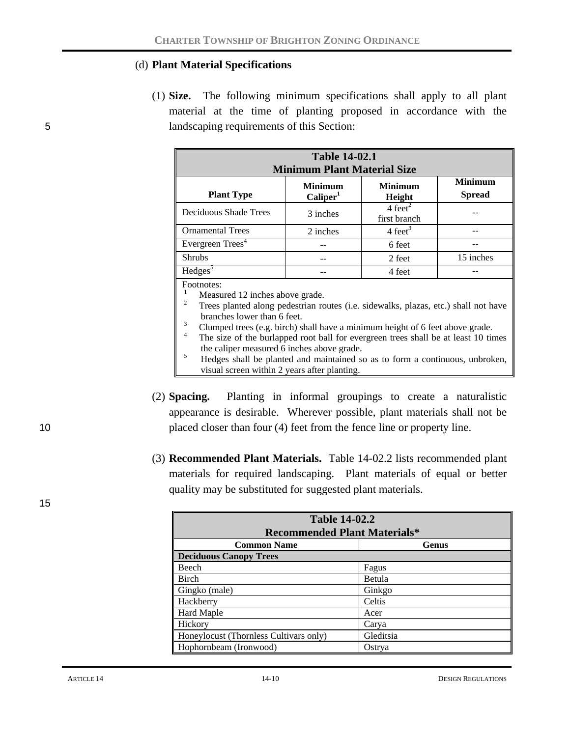(d) **Plant Material Specifications**

(1) **Size.** The following minimum specifications shall apply to all plant material at the time of planting proposed in accordance with the landscaping requirements of this Section:

| **Table 14-02.1 Minimum Plant Material Size** | | | |
|---|---|---|---|
| **Plant Type** | **Minimum Caliper[1]** | **Minimum Height** | **Minimum Spread** |
| Deciduous Shade Trees | 3 inches | 4 feet[2] first branch | -- |
| Ornamental Trees | 2 inches | 4 feet[3] | -- |
| Evergreen Trees[4] | -- | 6 feet | -- |
| Shrubs | -- | 2 feet | 15 inches |
| Hedges[5] | -- | 4 feet | -- |

Footnotes:

1. Measured 12 inches above grade.
2. Trees planted along pedestrian routes (i.e. sidewalks, plazas, etc.) shall not have branches lower than 6 feet.
3. Clumped trees (e.g. birch) shall have a minimum height of 6 feet above grade.
4. The size of the burlapped root ball for evergreen trees shall be at least 10 times the caliper measured 6 inches above grade.
5. Hedges shall be planted and maintained so as to form a continuous, unbroken, visual screen within 2 years after planting.

(2) **Spacing.** Planting in informal groupings to create a naturalistic appearance is desirable. Wherever possible, plant materials shall not be placed closer than four (4) feet from the fence line or property line.

(3) **Recommended Plant Materials.** Table 14-02.2 lists recommended plant materials for required landscaping. Plant materials of equal or better quality may be substituted for suggested plant materials.

| **Table 14-02.2 Recommended Plant Materials*** | |
|---|---|
| **Common Name** | **Genus** |
| **Deciduous Canopy Trees** | |
| Beech | Fagus |
| Birch | Betula |
| Gingko (male) | Ginkgo |
| Hackberry | Celtis |
| Hard Maple | Acer |
| Hickory | Carya |
| Honeylocust (Thornless Cultivars only) | Gleditsia |
| Hophornbeam (Ironwood) | Ostrya |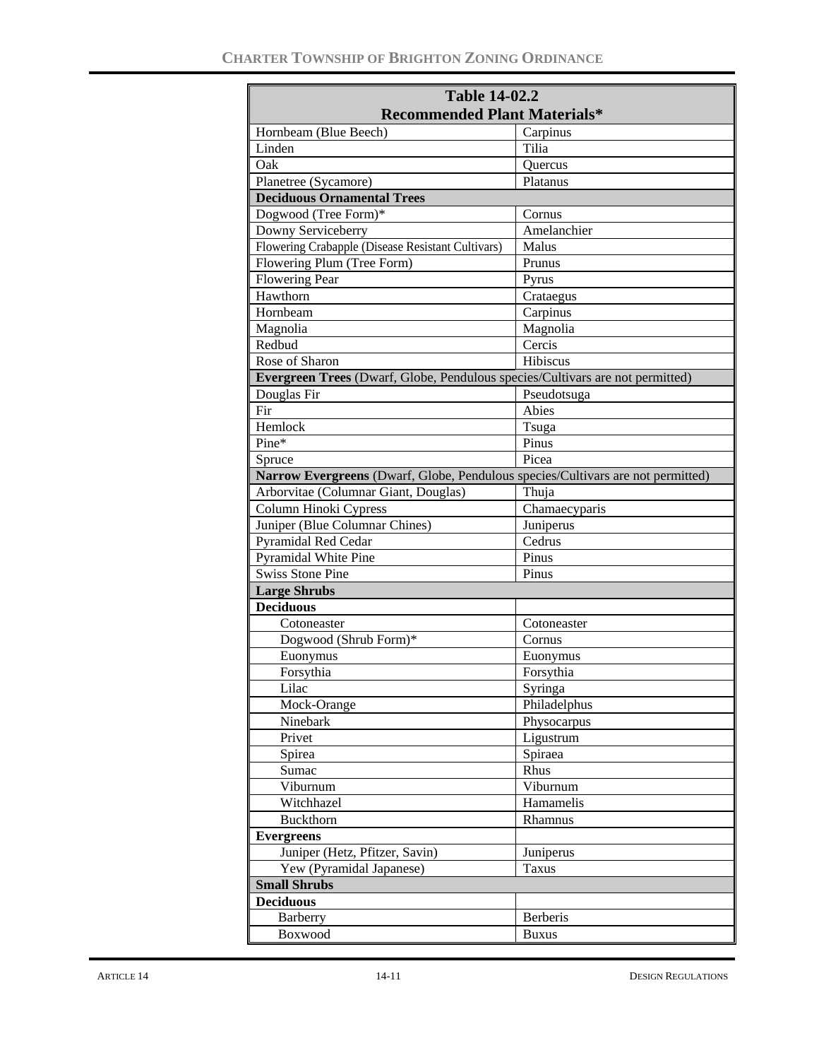| Table 14-02.2 Recommended Plant Materials* | |
|---|---|
| Hornbeam (Blue Beech) | Carpinus |
| Linden | Tilia |
| Oak | Quercus |
| Planetree (Sycamore) | Platanus |
| **Deciduous Ornamental Trees** | |
| Dogwood (Tree Form)* | Cornus |
| Downy Serviceberry | Amelanchier |
| Flowering Crabapple (Disease Resistant Cultivars) | Malus |
| Flowering Plum (Tree Form) | Prunus |
| Flowering Pear | Pyrus |
| Hawthorn | Crataegus |
| Hornbeam | Carpinus |
| Magnolia | Magnolia |
| Redbud | Cercis |
| Rose of Sharon | Hibiscus |
| **Evergreen Trees** (Dwarf, Globe, Pendulous species/Cultivars are not permitted) | |
| Douglas Fir | Pseudotsuga |
| Fir | Abies |
| Hemlock | Tsuga |
| Pine* | Pinus |
| Spruce | Picea |
| **Narrow Evergreens** (Dwarf, Globe, Pendulous species/Cultivars are not permitted) | |
| Arborvitae (Columnar Giant, Douglas) | Thuja |
| Column Hinoki Cypress | Chamaecyparis |
| Juniper (Blue Columnar Chines) | Juniperus |
| Pyramidal Red Cedar | Cedrus |
| Pyramidal White Pine | Pinus |
| Swiss Stone Pine | Pinus |
| **Large Shrubs** | |
| **Deciduous** | |
| Cotoneaster | Cotoneaster |
| Dogwood (Shrub Form)* | Cornus |
| Euonymus | Euonymus |
| Forsythia | Forsythia |
| Lilac | Syringa |
| Mock-Orange | Philadelphus |
| Ninebark | Physocarpus |
| Privet | Ligustrum |
| Spirea | Spiraea |
| Sumac | Rhus |
| Viburnum | Viburnum |
| Witchhazel | Hamamelis |
| Buckthorn | Rhamnus |
| **Evergreens** | |
| Juniper (Hetz, Pfitzer, Savin) | Juniperus |
| Yew (Pyramidal Japanese) | Taxus |
| **Small Shrubs** | |
| **Deciduous** | |
| Barberry | Berberis |
| Boxwood | Buxus |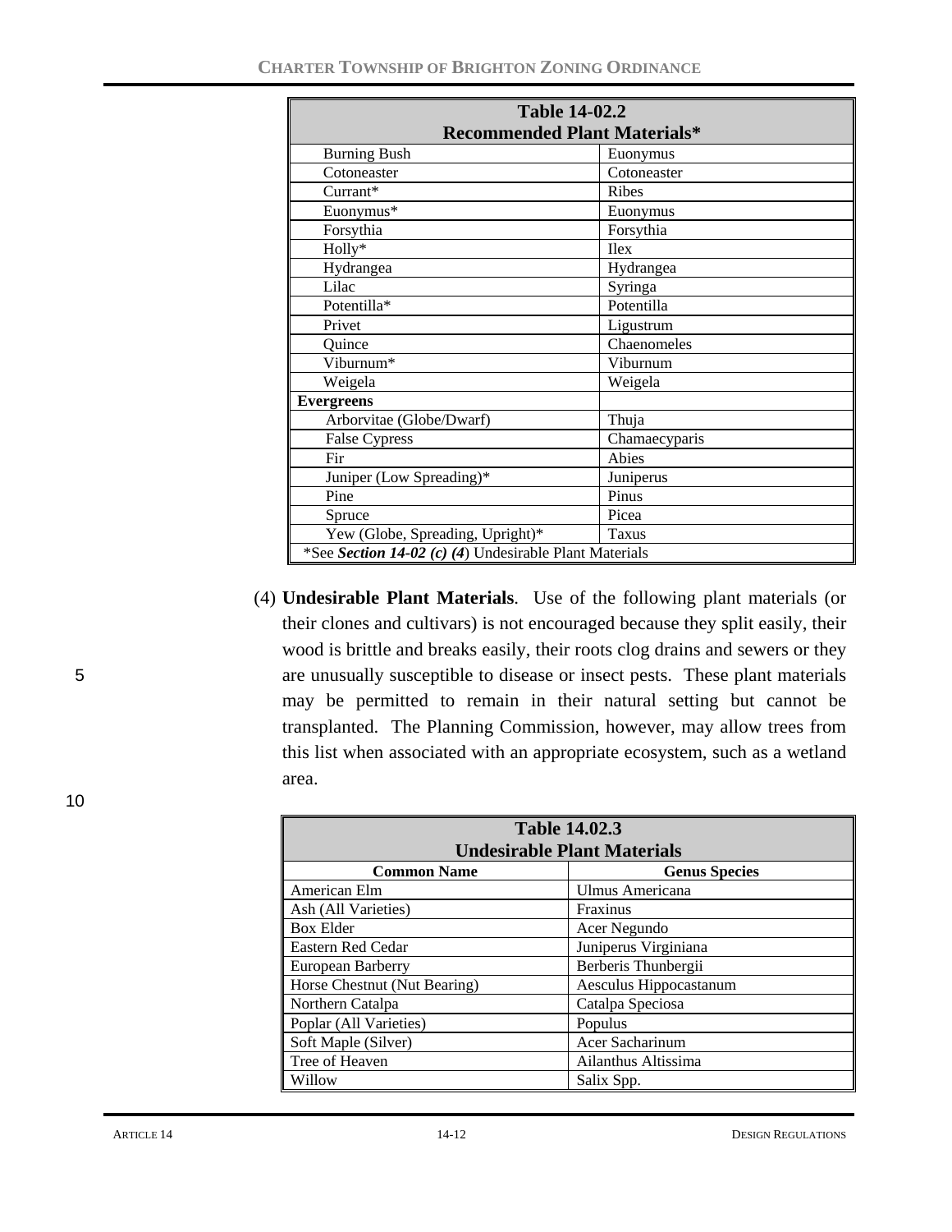| Table 14-02.2 Recommended Plant Materials* | |
|---|---|
| Burning Bush | Euonymus |
| Cotoneaster | Cotoneaster |
| Currant* | Ribes |
| Euonymus* | Euonymus |
| Forsythia | Forsythia |
| Holly* | Ilex |
| Hydrangea | Hydrangea |
| Lilac | Syringa |
| Potentilla* | Potentilla |
| Privet | Ligustrum |
| Quince | Chaenomeles |
| Viburnum* | Viburnum |
| Weigela | Weigela |
| **Evergreens** | |
| Arborvitae (Globe/Dwarf) | Thuja |
| False Cypress | Chamaecyparis |
| Fir | Abies |
| Juniper (Low Spreading)* | Juniperus |
| Pine | Pinus |
| Spruce | Picea |
| Yew (Globe, Spreading, Upright)* | Taxus |
| *See ***Section 14-02 (c) (4***) Undesirable Plant Materials | |

(4) **Undesirable Plant Materials**. Use of the following plant materials (or their clones and cultivars) is not encouraged because they split easily, their wood is brittle and breaks easily, their roots clog drains and sewers or they are unusually susceptible to disease or insect pests. These plant materials may be permitted to remain in their natural setting but cannot be transplanted. The Planning Commission, however, may allow trees from this list when associated with an appropriate ecosystem, such as a wetland area.

| Table 14.02.3 Undesirable Plant Materials | |
|---|---|
| **Common Name** | **Genus Species** |
| American Elm | Ulmus Americana |
| Ash (All Varieties) | Fraxinus |
| Box Elder | Acer Negundo |
| Eastern Red Cedar | Juniperus Virginiana |
| European Barberry | Berberis Thunbergii |
| Horse Chestnut (Nut Bearing) | Aesculus Hippocastanum |
| Northern Catalpa | Catalpa Speciosa |
| Poplar (All Varieties) | Populus |
| Soft Maple (Silver) | Acer Sacharinum |
| Tree of Heaven | Ailanthus Altissima |
| Willow | Salix Spp. |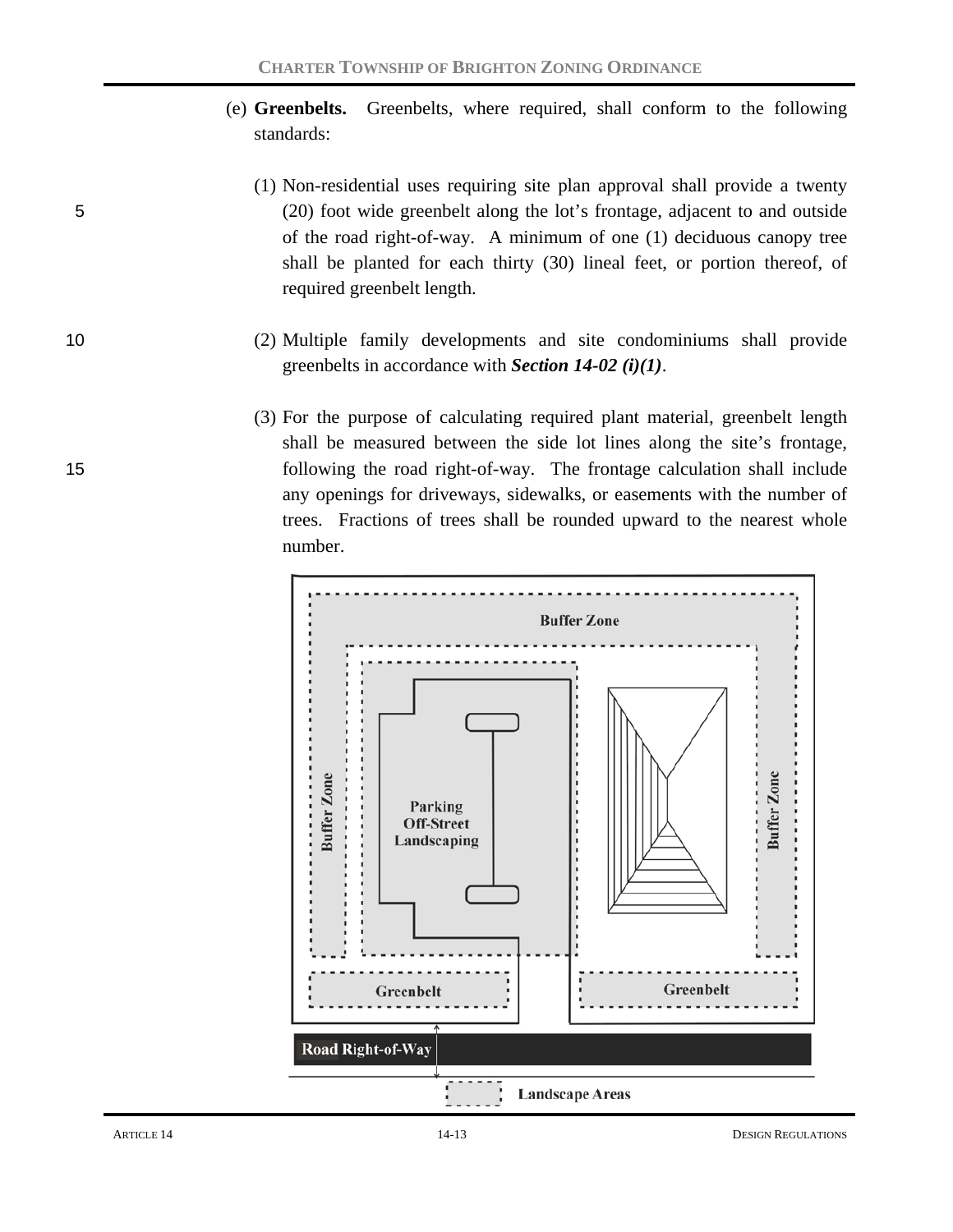(e) **Greenbelts.** Greenbelts, where required, shall conform to the following standards:

(1) Non-residential uses requiring site plan approval shall provide a twenty (20) foot wide greenbelt along the lot's frontage, adjacent to and outside of the road right-of-way. A minimum of one (1) deciduous canopy tree shall be planted for each thirty (30) lineal feet, or portion thereof, of required greenbelt length.

(2) Multiple family developments and site condominiums shall provide greenbelts in accordance with ***Section 14-02 (i)(1)***.

(3) For the purpose of calculating required plant material, greenbelt length shall be measured between the side lot lines along the site's frontage, following the road right-of-way. The frontage calculation shall include any openings for driveways, sidewalks, or easements with the number of trees. Fractions of trees shall be rounded upward to the nearest whole number.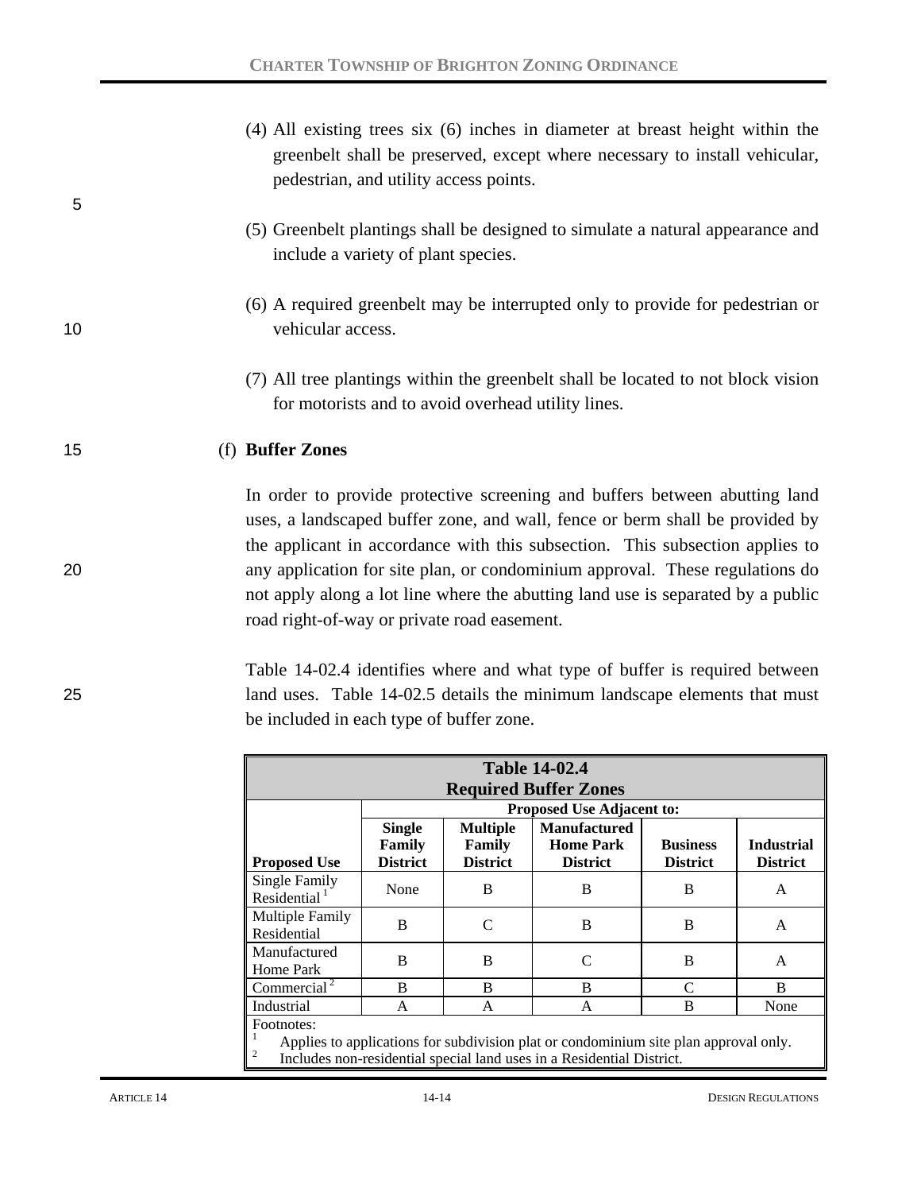(4) All existing trees six (6) inches in diameter at breast height within the greenbelt shall be preserved, except where necessary to install vehicular, pedestrian, and utility access points.

(5) Greenbelt plantings shall be designed to simulate a natural appearance and include a variety of plant species.

(6) A required greenbelt may be interrupted only to provide for pedestrian or vehicular access.

(7) All tree plantings within the greenbelt shall be located to not block vision for motorists and to avoid overhead utility lines.

(f) **Buffer Zones**

In order to provide protective screening and buffers between abutting land uses, a landscaped buffer zone, and wall, fence or berm shall be provided by the applicant in accordance with this subsection. This subsection applies to any application for site plan, or condominium approval. These regulations do not apply along a lot line where the abutting land use is separated by a public road right-of-way or private road easement.

Table 14-02.4 identifies where and what type of buffer is required between land uses. Table 14-02.5 details the minimum landscape elements that must be included in each type of buffer zone.

**Table 14-02.4**
**Required Buffer Zones**

| | Proposed Use Adjacent to: | | | | |
|---|---|---|---|---|---|
| **Proposed Use** | **Single Family District** | **Multiple Family District** | **Manufactured Home Park District** | **Business District** | **Industrial District** |
| Single Family Residential [1] | None | B | B | B | A |
| Multiple Family Residential | B | C | B | B | A |
| Manufactured Home Park | B | B | C | B | A |
| Commercial [2] | B | B | B | C | B |
| Industrial | A | A | A | B | None |

Footnotes:
[1] Applies to applications for subdivision plat or condominium site plan approval only.
[2] Includes non-residential special land uses in a Residential District.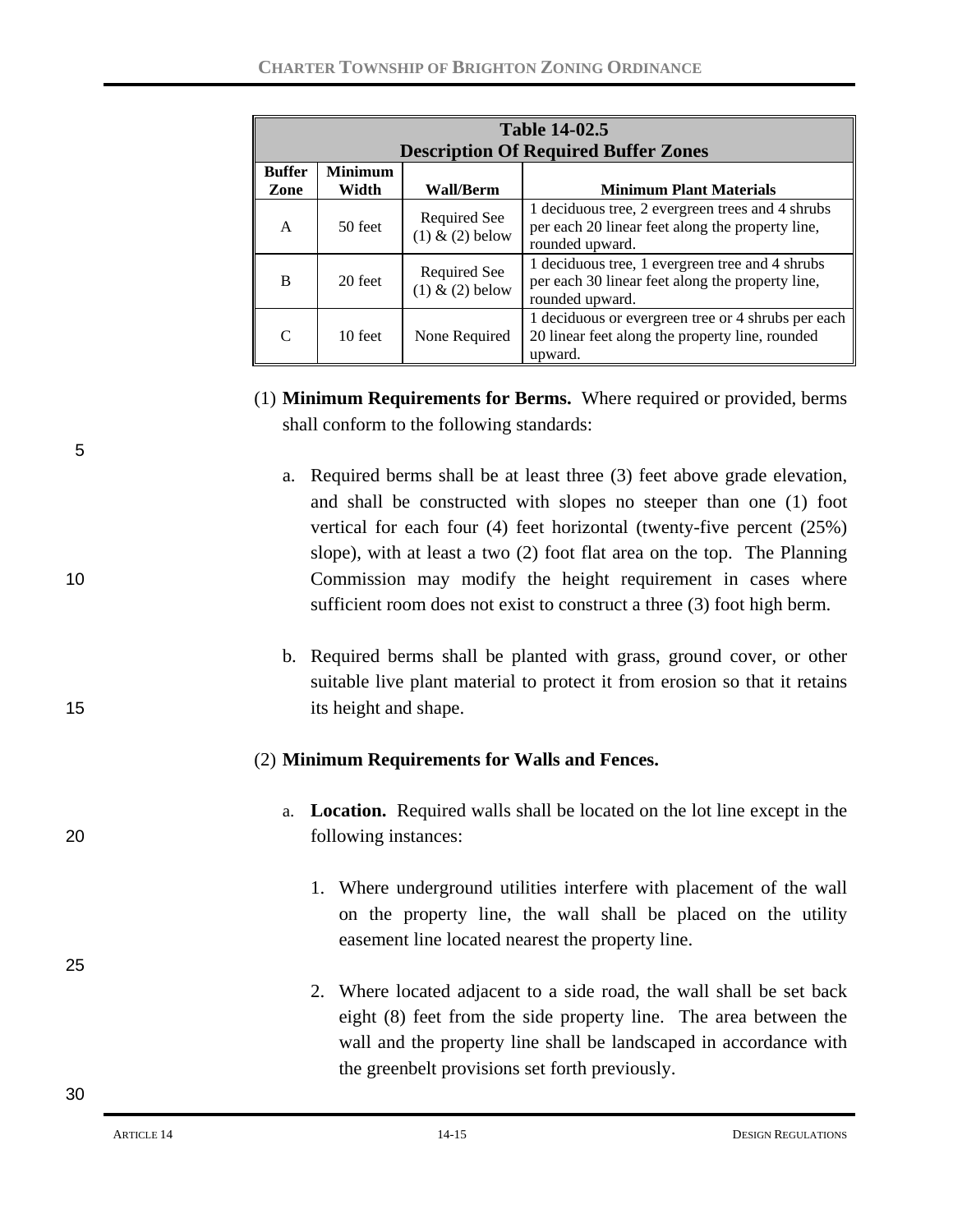| Table 14-02.5<br>Description Of Required Buffer Zones | | | |
|---|---|---|---|
| **Buffer Zone** | **Minimum Width** | **Wall/Berm** | **Minimum Plant Materials** |
| A | 50 feet | Required See (1) & (2) below | 1 deciduous tree, 2 evergreen trees and 4 shrubs per each 20 linear feet along the property line, rounded upward. |
| B | 20 feet | Required See (1) & (2) below | 1 deciduous tree, 1 evergreen tree and 4 shrubs per each 30 linear feet along the property line, rounded upward. |
| C | 10 feet | None Required | 1 deciduous or evergreen tree or 4 shrubs per each 20 linear feet along the property line, rounded upward. |

(1) **Minimum Requirements for Berms.** Where required or provided, berms shall conform to the following standards:

a. Required berms shall be at least three (3) feet above grade elevation, and shall be constructed with slopes no steeper than one (1) foot vertical for each four (4) feet horizontal (twenty-five percent (25%) slope), with at least a two (2) foot flat area on the top. The Planning Commission may modify the height requirement in cases where sufficient room does not exist to construct a three (3) foot high berm.

b. Required berms shall be planted with grass, ground cover, or other suitable live plant material to protect it from erosion so that it retains its height and shape.

(2) **Minimum Requirements for Walls and Fences.**

a. **Location.** Required walls shall be located on the lot line except in the following instances:

1. Where underground utilities interfere with placement of the wall on the property line, the wall shall be placed on the utility easement line located nearest the property line.

2. Where located adjacent to a side road, the wall shall be set back eight (8) feet from the side property line. The area between the wall and the property line shall be landscaped in accordance with the greenbelt provisions set forth previously.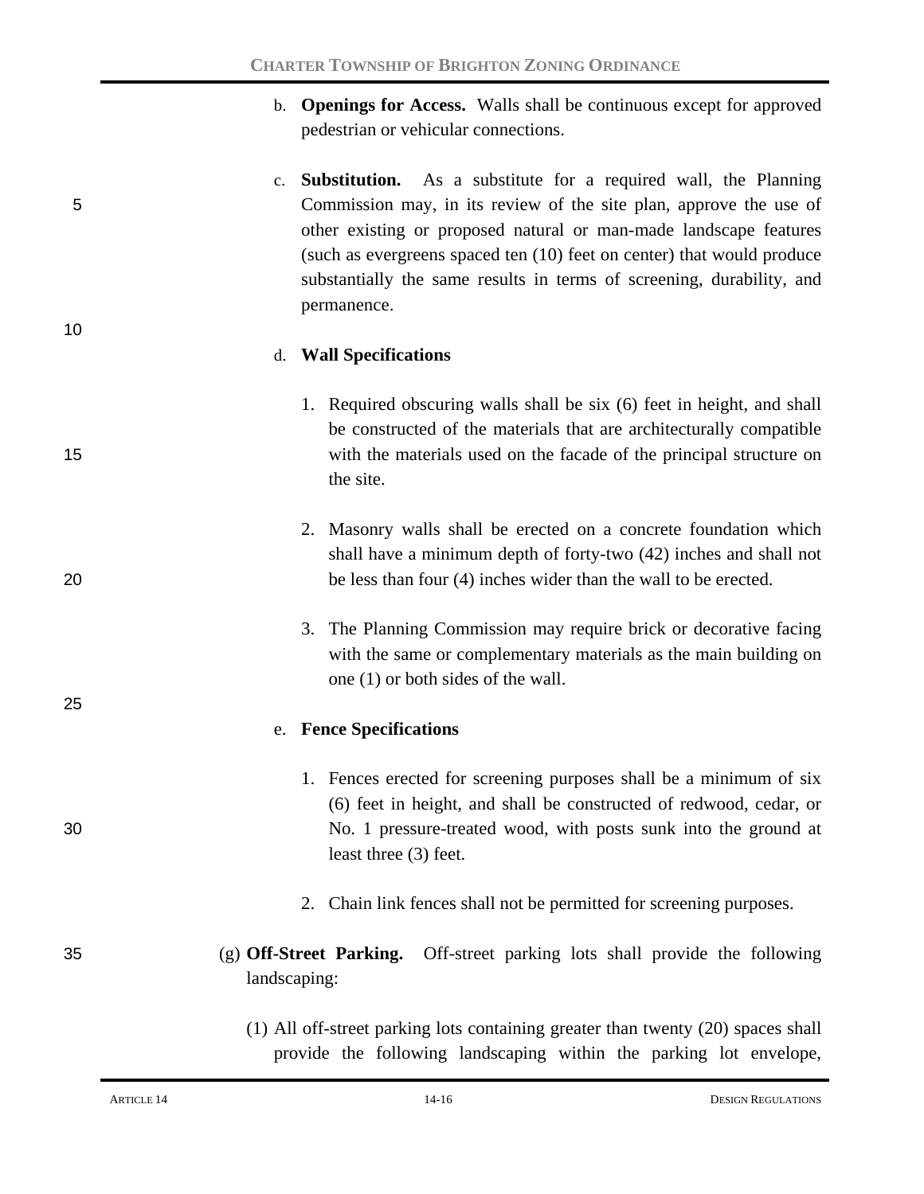b. **Openings for Access.** Walls shall be continuous except for approved pedestrian or vehicular connections.

c. **Substitution.** As a substitute for a required wall, the Planning Commission may, in its review of the site plan, approve the use of other existing or proposed natural or man-made landscape features (such as evergreens spaced ten (10) feet on center) that would produce substantially the same results in terms of screening, durability, and permanence.

d. **Wall Specifications**

1. Required obscuring walls shall be six (6) feet in height, and shall be constructed of the materials that are architecturally compatible with the materials used on the facade of the principal structure on the site.

2. Masonry walls shall be erected on a concrete foundation which shall have a minimum depth of forty-two (42) inches and shall not be less than four (4) inches wider than the wall to be erected.

3. The Planning Commission may require brick or decorative facing with the same or complementary materials as the main building on one (1) or both sides of the wall.

e. **Fence Specifications**

1. Fences erected for screening purposes shall be a minimum of six (6) feet in height, and shall be constructed of redwood, cedar, or No. 1 pressure-treated wood, with posts sunk into the ground at least three (3) feet.

2. Chain link fences shall not be permitted for screening purposes.

(g) **Off-Street Parking.** Off-street parking lots shall provide the following landscaping:

(1) All off-street parking lots containing greater than twenty (20) spaces shall provide the following landscaping within the parking lot envelope,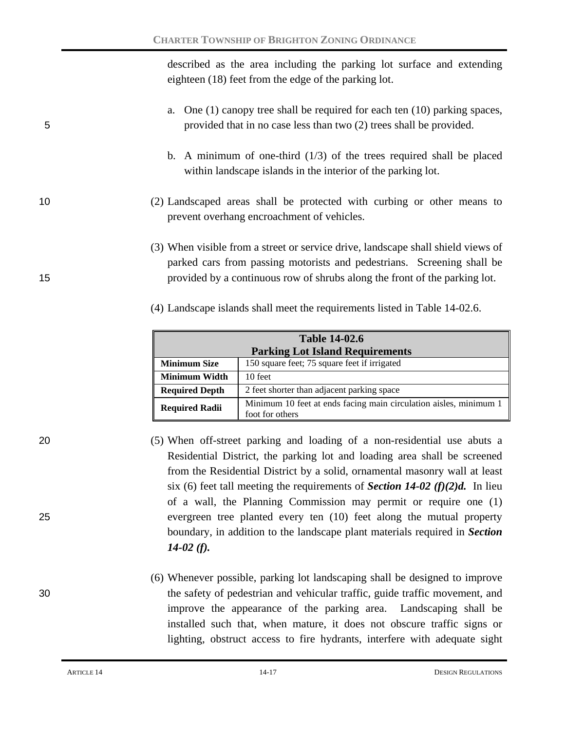described as the area including the parking lot surface and extending eighteen (18) feet from the edge of the parking lot.

a. One (1) canopy tree shall be required for each ten (10) parking spaces, provided that in no case less than two (2) trees shall be provided.

b. A minimum of one-third (1/3) of the trees required shall be placed within landscape islands in the interior of the parking lot.

(2) Landscaped areas shall be protected with curbing or other means to prevent overhang encroachment of vehicles.

(3) When visible from a street or service drive, landscape shall shield views of parked cars from passing motorists and pedestrians. Screening shall be provided by a continuous row of shrubs along the front of the parking lot.

(4) Landscape islands shall meet the requirements listed in Table 14-02.6.

| Table 14-02.6 Parking Lot Island Requirements | |
|---|---|
| **Minimum Size** | 150 square feet; 75 square feet if irrigated |
| **Minimum Width** | 10 feet |
| **Required Depth** | 2 feet shorter than adjacent parking space |
| **Required Radii** | Minimum 10 feet at ends facing main circulation aisles, minimum 1 foot for others |

(5) When off-street parking and loading of a non-residential use abuts a Residential District, the parking lot and loading area shall be screened from the Residential District by a solid, ornamental masonry wall at least six (6) feet tall meeting the requirements of ***Section 14-02 (f)(2)d.*** In lieu of a wall, the Planning Commission may permit or require one (1) evergreen tree planted every ten (10) feet along the mutual property boundary, in addition to the landscape plant materials required in ***Section 14-02 (f).***

(6) Whenever possible, parking lot landscaping shall be designed to improve the safety of pedestrian and vehicular traffic, guide traffic movement, and improve the appearance of the parking area. Landscaping shall be installed such that, when mature, it does not obscure traffic signs or lighting, obstruct access to fire hydrants, interfere with adequate sight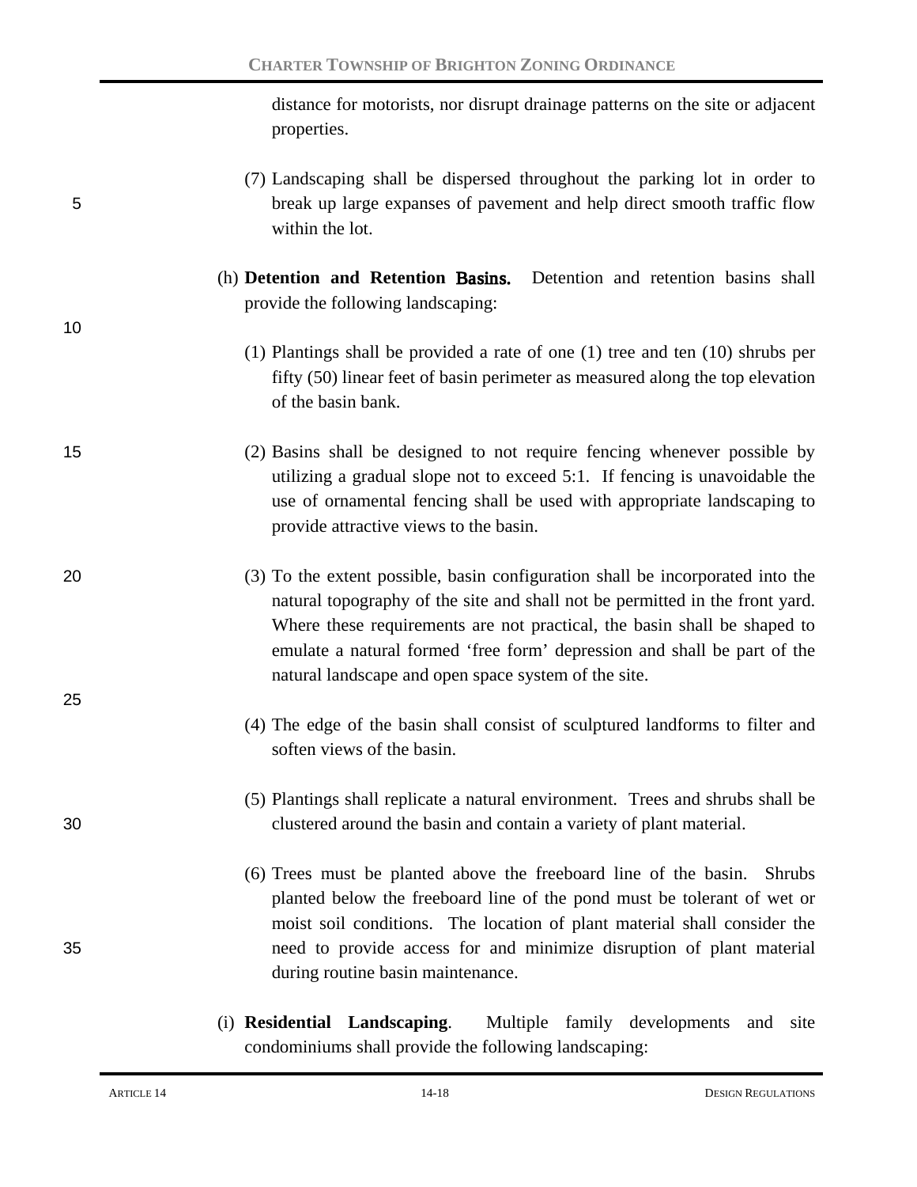distance for motorists, nor disrupt drainage patterns on the site or adjacent properties.

(7) Landscaping shall be dispersed throughout the parking lot in order to break up large expanses of pavement and help direct smooth traffic flow within the lot.

(h) **Detention and Retention Basins.** Detention and retention basins shall provide the following landscaping:

(1) Plantings shall be provided a rate of one (1) tree and ten (10) shrubs per fifty (50) linear feet of basin perimeter as measured along the top elevation of the basin bank.

(2) Basins shall be designed to not require fencing whenever possible by utilizing a gradual slope not to exceed 5:1. If fencing is unavoidable the use of ornamental fencing shall be used with appropriate landscaping to provide attractive views to the basin.

(3) To the extent possible, basin configuration shall be incorporated into the natural topography of the site and shall not be permitted in the front yard. Where these requirements are not practical, the basin shall be shaped to emulate a natural formed 'free form' depression and shall be part of the natural landscape and open space system of the site.

(4) The edge of the basin shall consist of sculptured landforms to filter and soften views of the basin.

(5) Plantings shall replicate a natural environment. Trees and shrubs shall be clustered around the basin and contain a variety of plant material.

(6) Trees must be planted above the freeboard line of the basin. Shrubs planted below the freeboard line of the pond must be tolerant of wet or moist soil conditions. The location of plant material shall consider the need to provide access for and minimize disruption of plant material during routine basin maintenance.

(i) **Residential Landscaping**. Multiple family developments and site condominiums shall provide the following landscaping: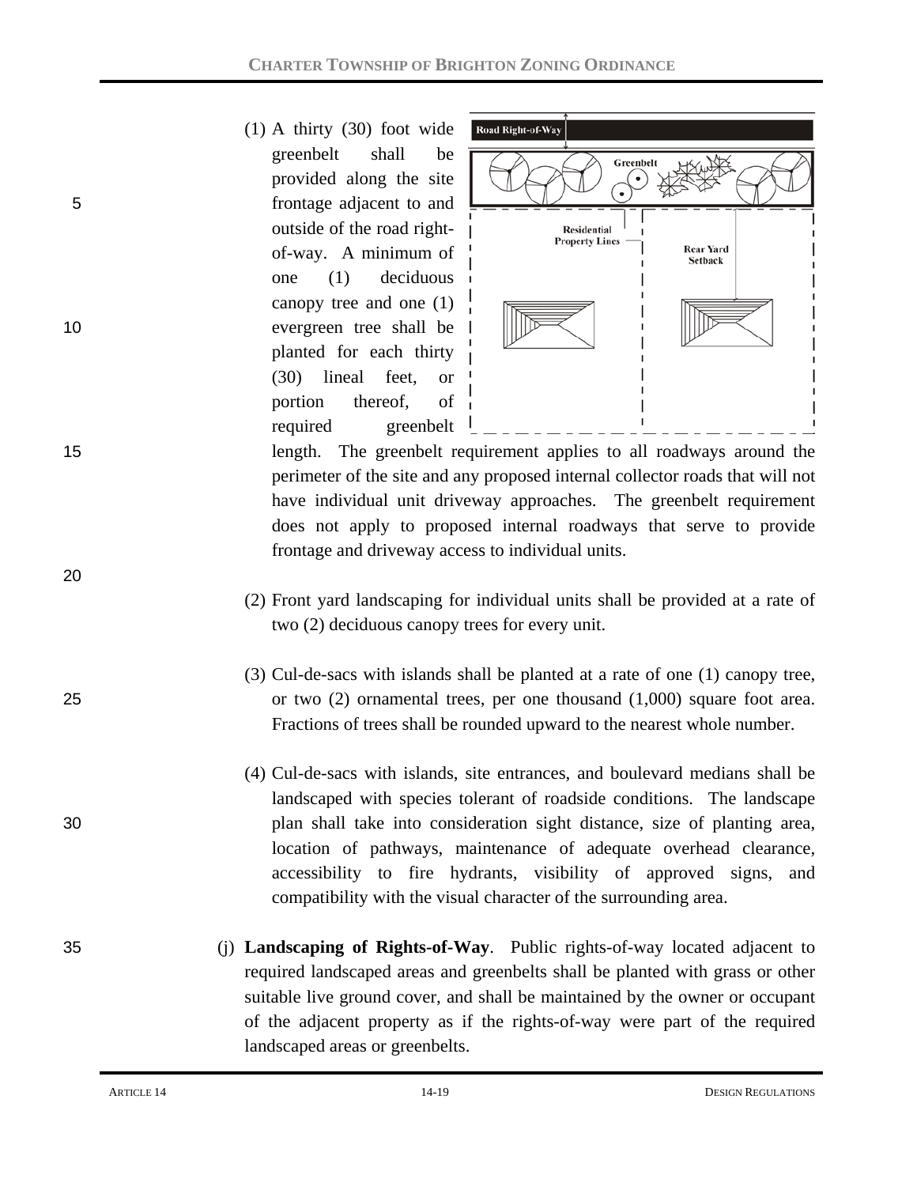(1) A thirty (30) foot wide greenbelt shall be provided along the site frontage adjacent to and outside of the road right-of-way. A minimum of one (1) deciduous canopy tree and one (1) evergreen tree shall be planted for each thirty (30) lineal feet, or portion thereof, of required greenbelt length. The greenbelt requirement applies to all roadways around the perimeter of the site and any proposed internal collector roads that will not have individual unit driveway approaches. The greenbelt requirement does not apply to proposed internal roadways that serve to provide frontage and driveway access to individual units.

(2) Front yard landscaping for individual units shall be provided at a rate of two (2) deciduous canopy trees for every unit.

(3) Cul-de-sacs with islands shall be planted at a rate of one (1) canopy tree, or two (2) ornamental trees, per one thousand (1,000) square foot area. Fractions of trees shall be rounded upward to the nearest whole number.

(4) Cul-de-sacs with islands, site entrances, and boulevard medians shall be landscaped with species tolerant of roadside conditions. The landscape plan shall take into consideration sight distance, size of planting area, location of pathways, maintenance of adequate overhead clearance, accessibility to fire hydrants, visibility of approved signs, and compatibility with the visual character of the surrounding area.

(j) **Landscaping of Rights-of-Way**. Public rights-of-way located adjacent to required landscaped areas and greenbelts shall be planted with grass or other suitable live ground cover, and shall be maintained by the owner or occupant of the adjacent property as if the rights-of-way were part of the required landscaped areas or greenbelts.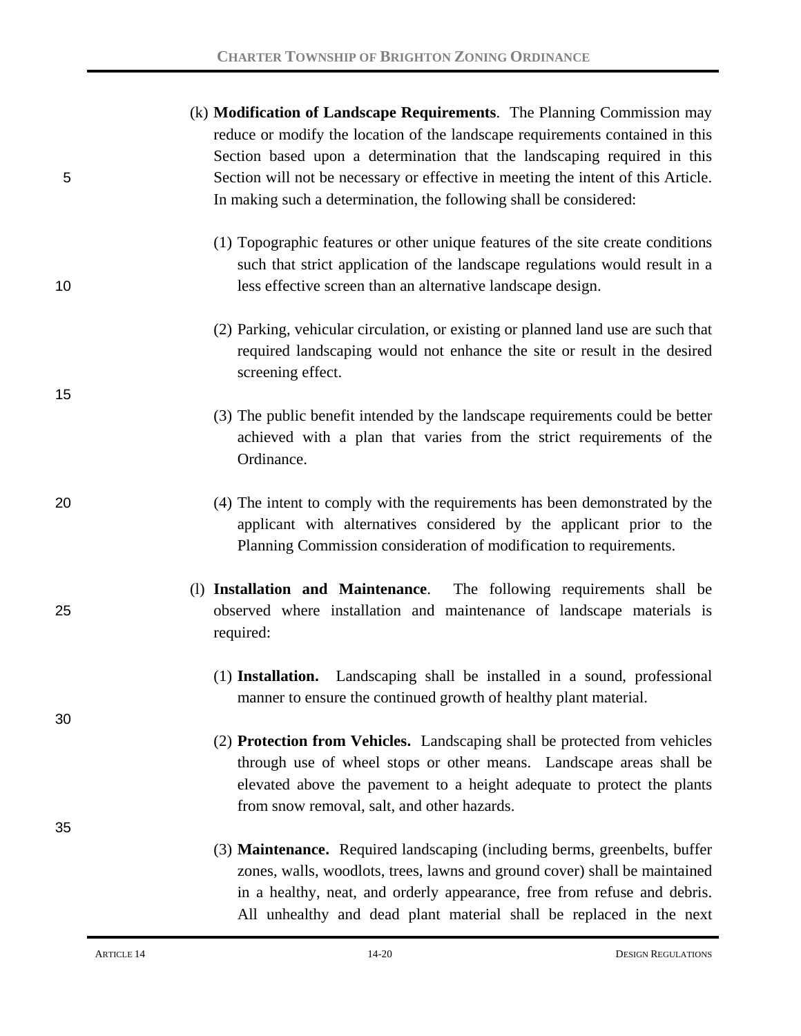(k) **Modification of Landscape Requirements**. The Planning Commission may reduce or modify the location of the landscape requirements contained in this Section based upon a determination that the landscaping required in this Section will not be necessary or effective in meeting the intent of this Article. In making such a determination, the following shall be considered:

(1) Topographic features or other unique features of the site create conditions such that strict application of the landscape regulations would result in a less effective screen than an alternative landscape design.

(2) Parking, vehicular circulation, or existing or planned land use are such that required landscaping would not enhance the site or result in the desired screening effect.

(3) The public benefit intended by the landscape requirements could be better achieved with a plan that varies from the strict requirements of the Ordinance.

(4) The intent to comply with the requirements has been demonstrated by the applicant with alternatives considered by the applicant prior to the Planning Commission consideration of modification to requirements.

(l) **Installation and Maintenance**. The following requirements shall be observed where installation and maintenance of landscape materials is required:

(1) **Installation.** Landscaping shall be installed in a sound, professional manner to ensure the continued growth of healthy plant material.

(2) **Protection from Vehicles.** Landscaping shall be protected from vehicles through use of wheel stops or other means. Landscape areas shall be elevated above the pavement to a height adequate to protect the plants from snow removal, salt, and other hazards.

(3) **Maintenance.** Required landscaping (including berms, greenbelts, buffer zones, walls, woodlots, trees, lawns and ground cover) shall be maintained in a healthy, neat, and orderly appearance, free from refuse and debris. All unhealthy and dead plant material shall be replaced in the next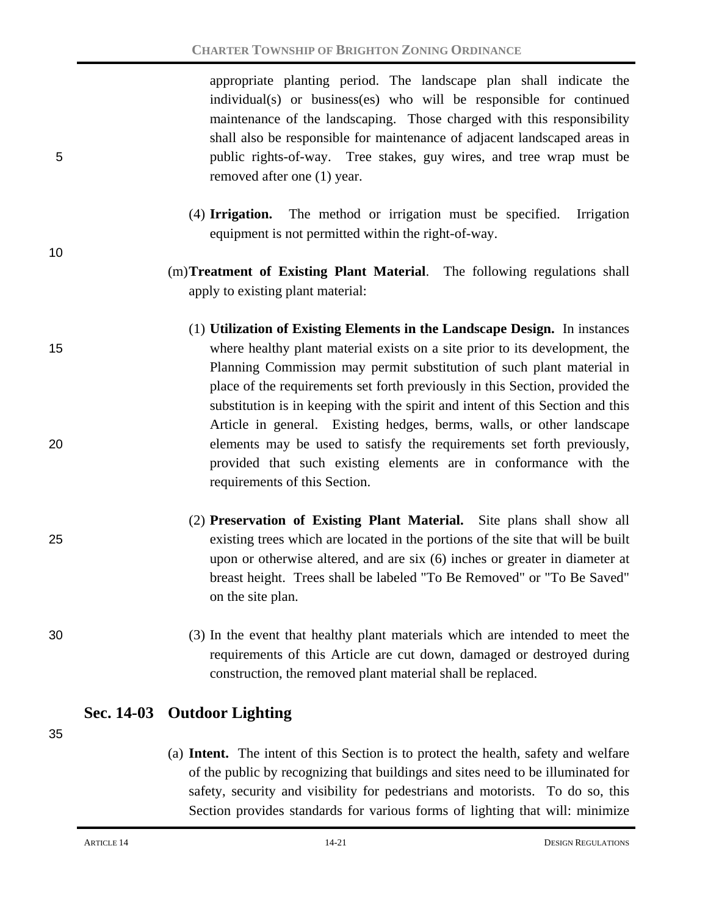appropriate planting period. The landscape plan shall indicate the individual(s) or business(es) who will be responsible for continued maintenance of the landscaping. Those charged with this responsibility shall also be responsible for maintenance of adjacent landscaped areas in public rights-of-way. Tree stakes, guy wires, and tree wrap must be removed after one (1) year.

(4) **Irrigation.** The method or irrigation must be specified. Irrigation equipment is not permitted within the right-of-way.

(m) **Treatment of Existing Plant Material**. The following regulations shall apply to existing plant material:

(1) **Utilization of Existing Elements in the Landscape Design.** In instances where healthy plant material exists on a site prior to its development, the Planning Commission may permit substitution of such plant material in place of the requirements set forth previously in this Section, provided the substitution is in keeping with the spirit and intent of this Section and this Article in general. Existing hedges, berms, walls, or other landscape elements may be used to satisfy the requirements set forth previously, provided that such existing elements are in conformance with the requirements of this Section.

(2) **Preservation of Existing Plant Material.** Site plans shall show all existing trees which are located in the portions of the site that will be built upon or otherwise altered, and are six (6) inches or greater in diameter at breast height. Trees shall be labeled "To Be Removed" or "To Be Saved" on the site plan.

(3) In the event that healthy plant materials which are intended to meet the requirements of this Article are cut down, damaged or destroyed during construction, the removed plant material shall be replaced.

## Sec. 14-03 Outdoor Lighting

(a) **Intent.** The intent of this Section is to protect the health, safety and welfare of the public by recognizing that buildings and sites need to be illuminated for safety, security and visibility for pedestrians and motorists. To do so, this Section provides standards for various forms of lighting that will: minimize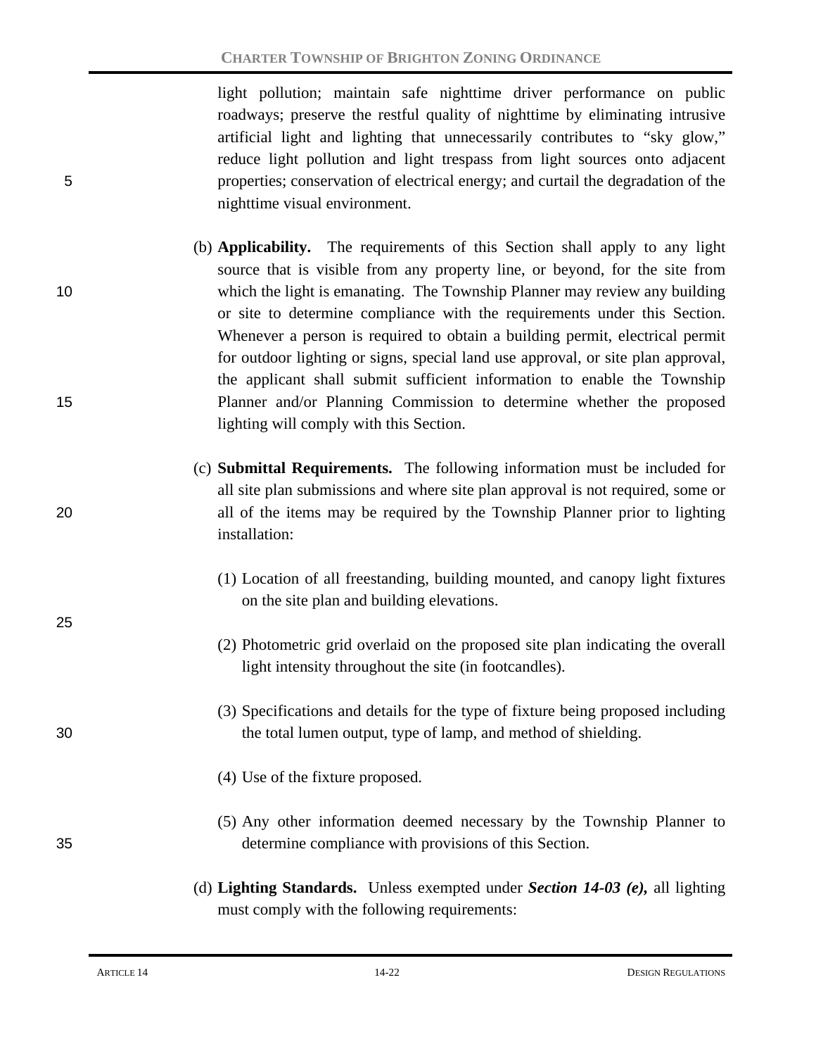light pollution; maintain safe nighttime driver performance on public roadways; preserve the restful quality of nighttime by eliminating intrusive artificial light and lighting that unnecessarily contributes to "sky glow," reduce light pollution and light trespass from light sources onto adjacent properties; conservation of electrical energy; and curtail the degradation of the nighttime visual environment.

(b) **Applicability.** The requirements of this Section shall apply to any light source that is visible from any property line, or beyond, for the site from which the light is emanating. The Township Planner may review any building or site to determine compliance with the requirements under this Section. Whenever a person is required to obtain a building permit, electrical permit for outdoor lighting or signs, special land use approval, or site plan approval, the applicant shall submit sufficient information to enable the Township Planner and/or Planning Commission to determine whether the proposed lighting will comply with this Section.

(c) **Submittal Requirements.** The following information must be included for all site plan submissions and where site plan approval is not required, some or all of the items may be required by the Township Planner prior to lighting installation:

(1) Location of all freestanding, building mounted, and canopy light fixtures on the site plan and building elevations.

(2) Photometric grid overlaid on the proposed site plan indicating the overall light intensity throughout the site (in footcandles).

(3) Specifications and details for the type of fixture being proposed including the total lumen output, type of lamp, and method of shielding.

(4) Use of the fixture proposed.

(5) Any other information deemed necessary by the Township Planner to determine compliance with provisions of this Section.

(d) **Lighting Standards.** Unless exempted under ***Section 14-03 (e),*** all lighting must comply with the following requirements: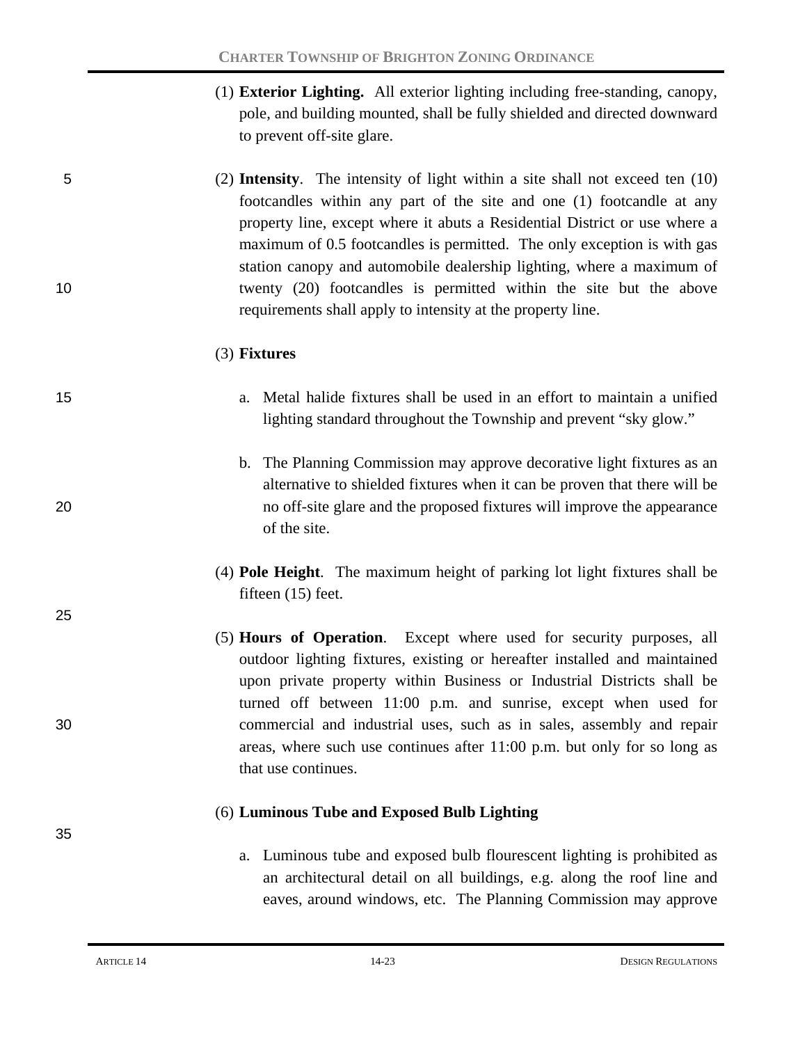(1) **Exterior Lighting.** All exterior lighting including free-standing, canopy, pole, and building mounted, shall be fully shielded and directed downward to prevent off-site glare.

(2) **Intensity**. The intensity of light within a site shall not exceed ten (10) footcandles within any part of the site and one (1) footcandle at any property line, except where it abuts a Residential District or use where a maximum of 0.5 footcandles is permitted. The only exception is with gas station canopy and automobile dealership lighting, where a maximum of twenty (20) footcandles is permitted within the site but the above requirements shall apply to intensity at the property line.

(3) **Fixtures**

a. Metal halide fixtures shall be used in an effort to maintain a unified lighting standard throughout the Township and prevent "sky glow."

b. The Planning Commission may approve decorative light fixtures as an alternative to shielded fixtures when it can be proven that there will be no off-site glare and the proposed fixtures will improve the appearance of the site.

(4) **Pole Height**. The maximum height of parking lot light fixtures shall be fifteen (15) feet.

(5) **Hours of Operation**. Except where used for security purposes, all outdoor lighting fixtures, existing or hereafter installed and maintained upon private property within Business or Industrial Districts shall be turned off between 11:00 p.m. and sunrise, except when used for commercial and industrial uses, such as in sales, assembly and repair areas, where such use continues after 11:00 p.m. but only for so long as that use continues.

(6) **Luminous Tube and Exposed Bulb Lighting**

a. Luminous tube and exposed bulb flourescent lighting is prohibited as an architectural detail on all buildings, e.g. along the roof line and eaves, around windows, etc. The Planning Commission may approve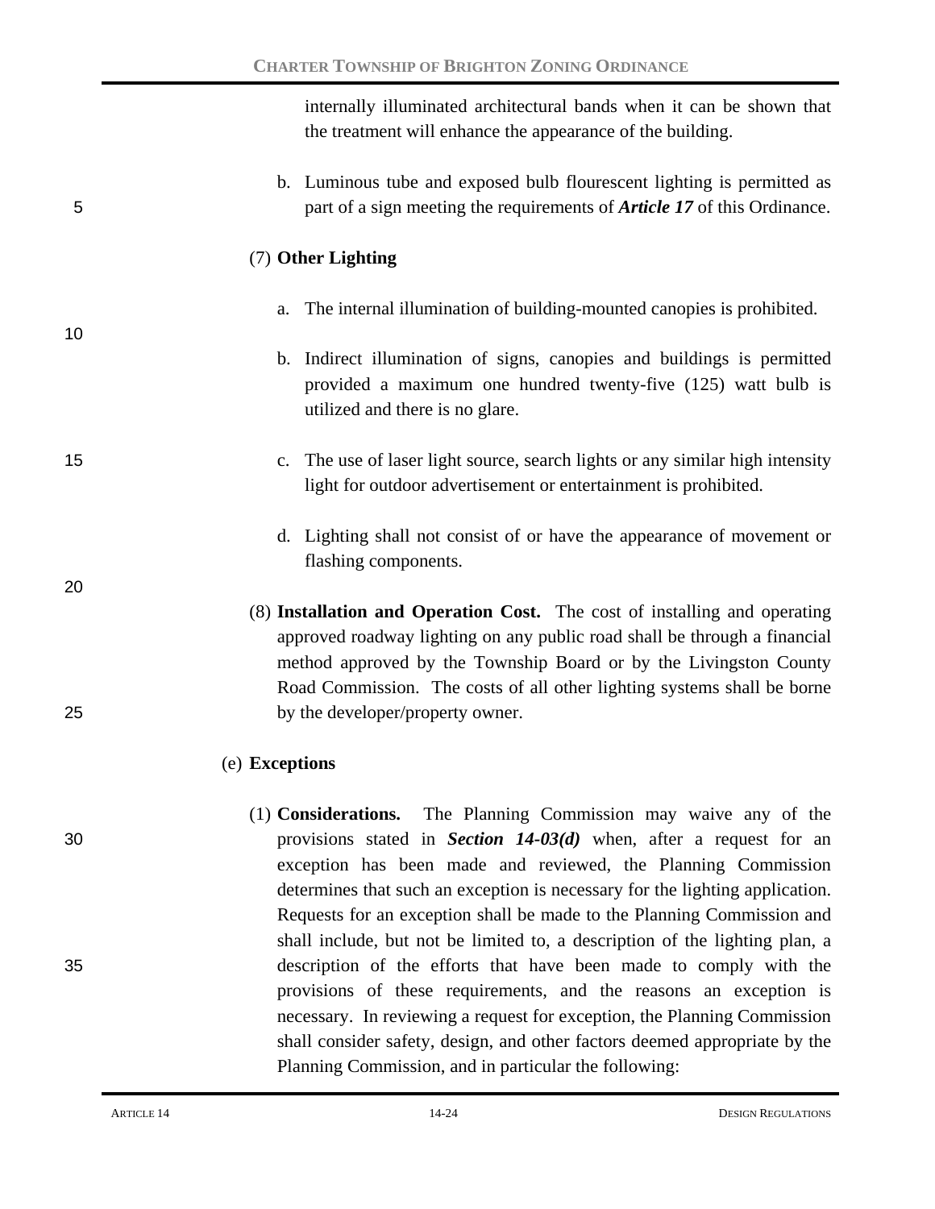internally illuminated architectural bands when it can be shown that the treatment will enhance the appearance of the building.

b. Luminous tube and exposed bulb flourescent lighting is permitted as part of a sign meeting the requirements of ***Article 17*** of this Ordinance.

(7) **Other Lighting**

a. The internal illumination of building-mounted canopies is prohibited.

b. Indirect illumination of signs, canopies and buildings is permitted provided a maximum one hundred twenty-five (125) watt bulb is utilized and there is no glare.

c. The use of laser light source, search lights or any similar high intensity light for outdoor advertisement or entertainment is prohibited.

d. Lighting shall not consist of or have the appearance of movement or flashing components.

(8) **Installation and Operation Cost.** The cost of installing and operating approved roadway lighting on any public road shall be through a financial method approved by the Township Board or by the Livingston County Road Commission. The costs of all other lighting systems shall be borne by the developer/property owner.

(e) **Exceptions**

(1) **Considerations.** The Planning Commission may waive any of the provisions stated in ***Section 14-03(d)*** when, after a request for an exception has been made and reviewed, the Planning Commission determines that such an exception is necessary for the lighting application. Requests for an exception shall be made to the Planning Commission and shall include, but not be limited to, a description of the lighting plan, a description of the efforts that have been made to comply with the provisions of these requirements, and the reasons an exception is necessary. In reviewing a request for exception, the Planning Commission shall consider safety, design, and other factors deemed appropriate by the Planning Commission, and in particular the following: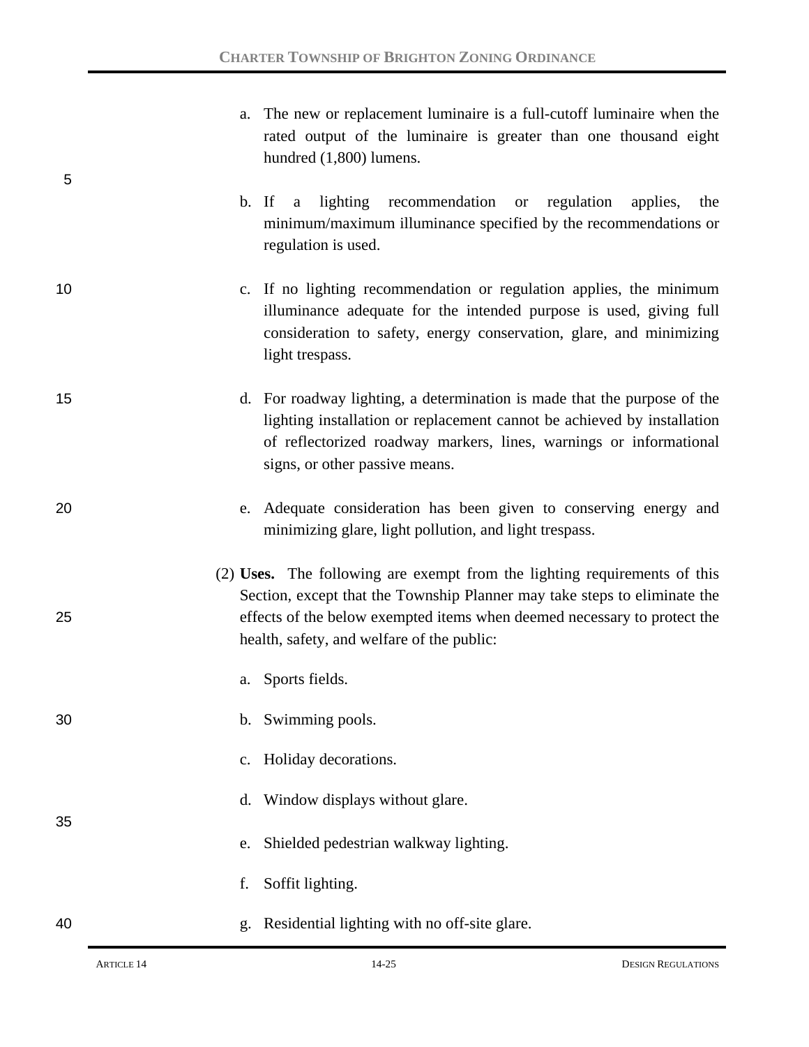a. The new or replacement luminaire is a full-cutoff luminaire when the rated output of the luminaire is greater than one thousand eight hundred (1,800) lumens.

b. If a lighting recommendation or regulation applies, the minimum/maximum illuminance specified by the recommendations or regulation is used.

c. If no lighting recommendation or regulation applies, the minimum illuminance adequate for the intended purpose is used, giving full consideration to safety, energy conservation, glare, and minimizing light trespass.

d. For roadway lighting, a determination is made that the purpose of the lighting installation or replacement cannot be achieved by installation of reflectorized roadway markers, lines, warnings or informational signs, or other passive means.

e. Adequate consideration has been given to conserving energy and minimizing glare, light pollution, and light trespass.

(2) **Uses.** The following are exempt from the lighting requirements of this Section, except that the Township Planner may take steps to eliminate the effects of the below exempted items when deemed necessary to protect the health, safety, and welfare of the public:

a. Sports fields.

b. Swimming pools.

c. Holiday decorations.

d. Window displays without glare.

e. Shielded pedestrian walkway lighting.

f. Soffit lighting.

g. Residential lighting with no off-site glare.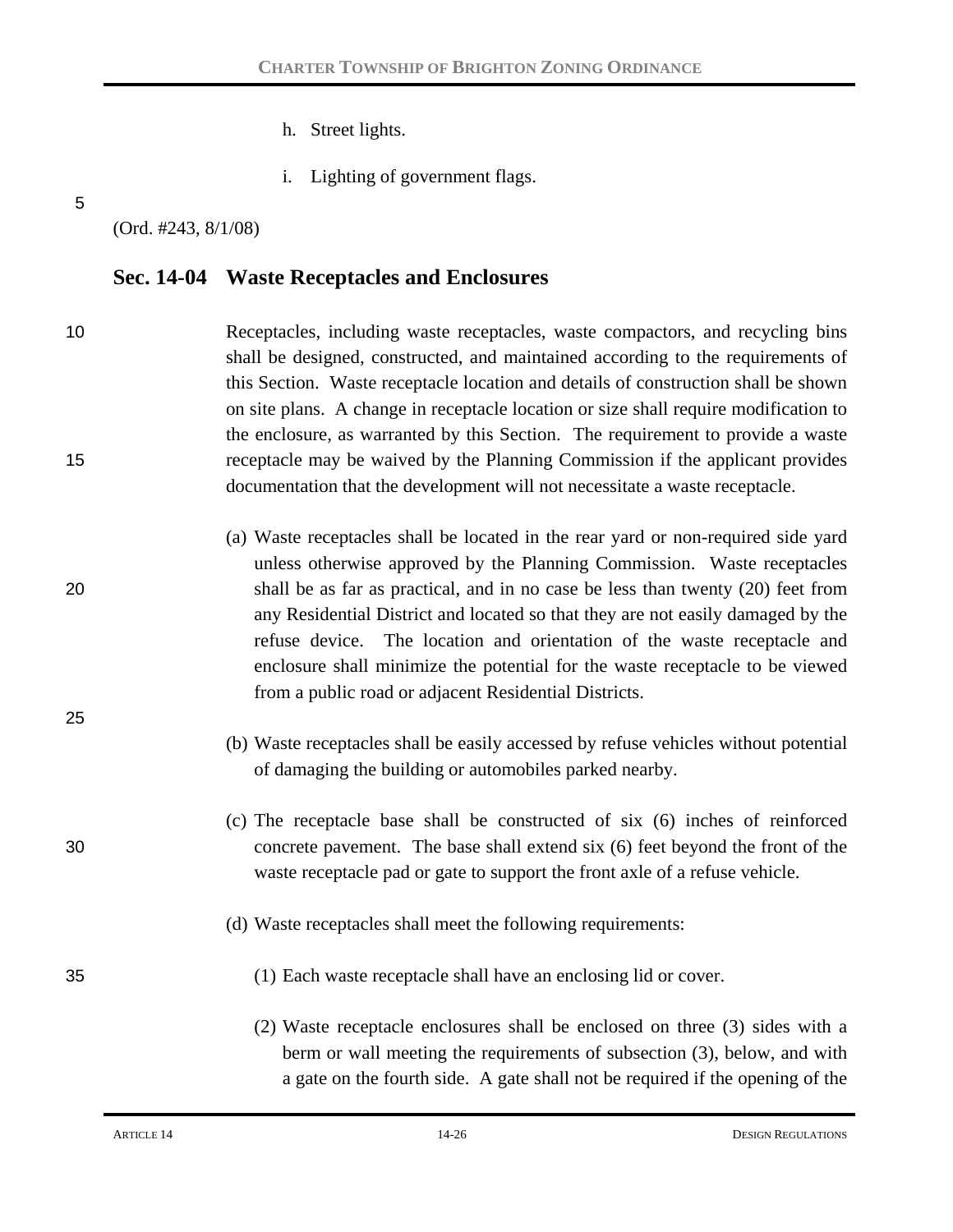h. Street lights.

i. Lighting of government flags.

(Ord. #243, 8/1/08)

## Sec. 14-04 Waste Receptacles and Enclosures

Receptacles, including waste receptacles, waste compactors, and recycling bins shall be designed, constructed, and maintained according to the requirements of this Section. Waste receptacle location and details of construction shall be shown on site plans. A change in receptacle location or size shall require modification to the enclosure, as warranted by this Section. The requirement to provide a waste receptacle may be waived by the Planning Commission if the applicant provides documentation that the development will not necessitate a waste receptacle.

(a) Waste receptacles shall be located in the rear yard or non-required side yard unless otherwise approved by the Planning Commission. Waste receptacles shall be as far as practical, and in no case be less than twenty (20) feet from any Residential District and located so that they are not easily damaged by the refuse device. The location and orientation of the waste receptacle and enclosure shall minimize the potential for the waste receptacle to be viewed from a public road or adjacent Residential Districts.

(b) Waste receptacles shall be easily accessed by refuse vehicles without potential of damaging the building or automobiles parked nearby.

(c) The receptacle base shall be constructed of six (6) inches of reinforced concrete pavement. The base shall extend six (6) feet beyond the front of the waste receptacle pad or gate to support the front axle of a refuse vehicle.

(d) Waste receptacles shall meet the following requirements:

(1) Each waste receptacle shall have an enclosing lid or cover.

(2) Waste receptacle enclosures shall be enclosed on three (3) sides with a berm or wall meeting the requirements of subsection (3), below, and with a gate on the fourth side. A gate shall not be required if the opening of the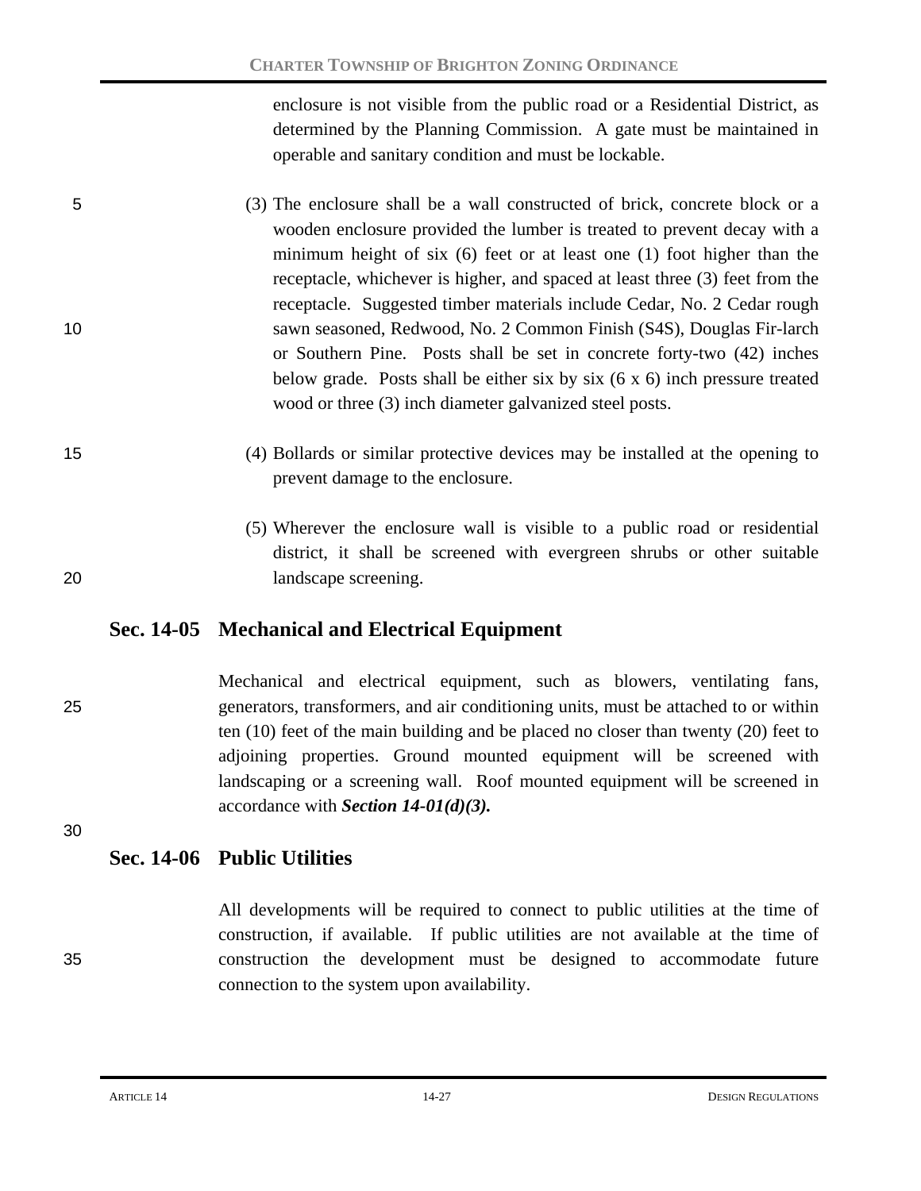enclosure is not visible from the public road or a Residential District, as determined by the Planning Commission. A gate must be maintained in operable and sanitary condition and must be lockable.

(3) The enclosure shall be a wall constructed of brick, concrete block or a wooden enclosure provided the lumber is treated to prevent decay with a minimum height of six (6) feet or at least one (1) foot higher than the receptacle, whichever is higher, and spaced at least three (3) feet from the receptacle. Suggested timber materials include Cedar, No. 2 Cedar rough sawn seasoned, Redwood, No. 2 Common Finish (S4S), Douglas Fir-larch or Southern Pine. Posts shall be set in concrete forty-two (42) inches below grade. Posts shall be either six by six (6 x 6) inch pressure treated wood or three (3) inch diameter galvanized steel posts.

(4) Bollards or similar protective devices may be installed at the opening to prevent damage to the enclosure.

(5) Wherever the enclosure wall is visible to a public road or residential district, it shall be screened with evergreen shrubs or other suitable landscape screening.

## Sec. 14-05 Mechanical and Electrical Equipment

Mechanical and electrical equipment, such as blowers, ventilating fans, generators, transformers, and air conditioning units, must be attached to or within ten (10) feet of the main building and be placed no closer than twenty (20) feet to adjoining properties. Ground mounted equipment will be screened with landscaping or a screening wall. Roof mounted equipment will be screened in accordance with ***Section 14-01(d)(3).***

## Sec. 14-06 Public Utilities

All developments will be required to connect to public utilities at the time of construction, if available. If public utilities are not available at the time of construction the development must be designed to accommodate future connection to the system upon availability.